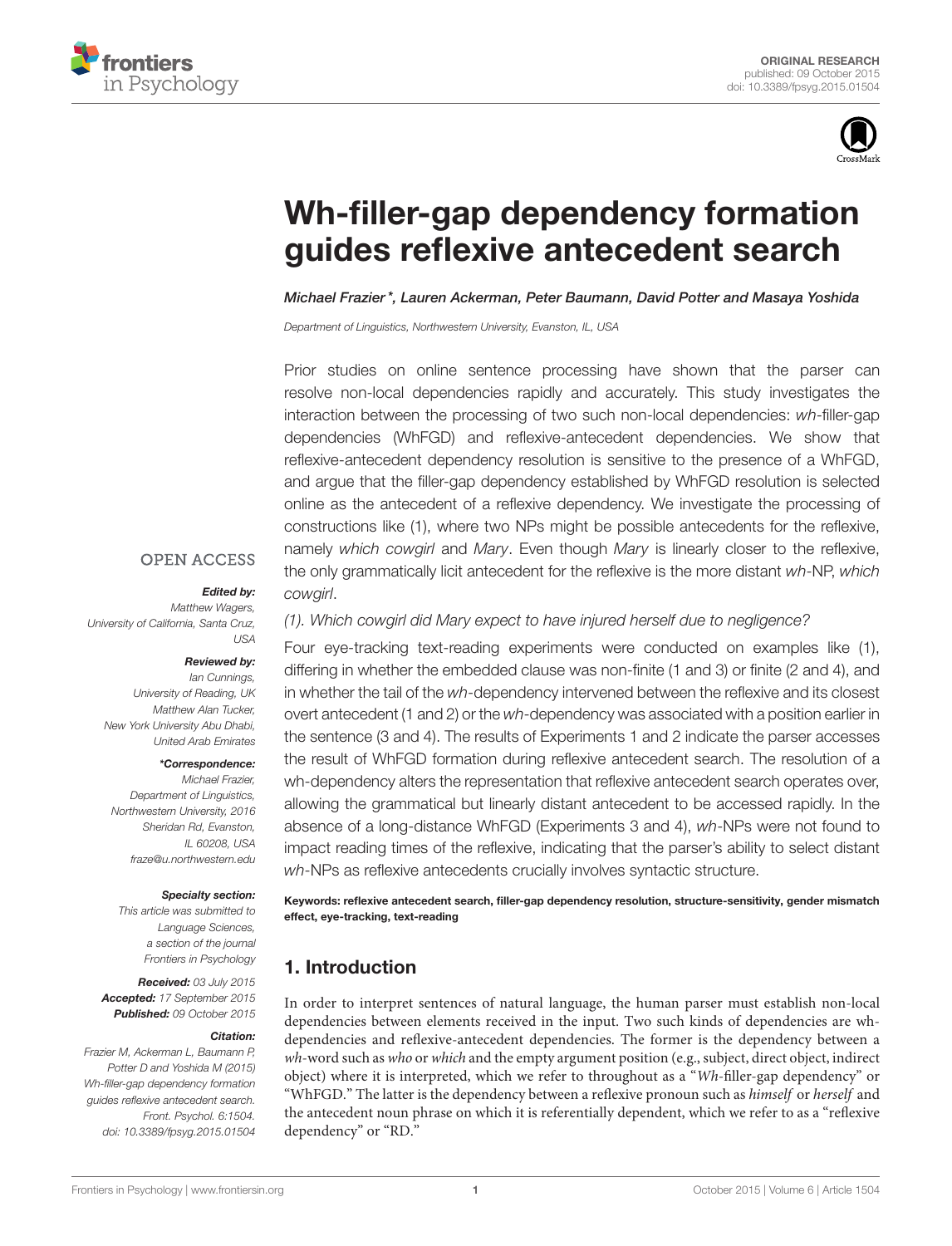ORIGINAL RESEARCH
published: 09 October 2015
doi: 10.3389/fpsyg.2015.01504

# Wh-filler-gap dependency formation guides reflexive antecedent search

*Michael Frazier\*, Lauren Ackerman, Peter Baumann, David Potter and Masaya Yoshida*

*Department of Linguistics, Northwestern University, Evanston, IL, USA*

Prior studies on online sentence processing have shown that the parser can resolve non-local dependencies rapidly and accurately. This study investigates the interaction between the processing of two such non-local dependencies: *wh*-filler-gap dependencies (WhFGD) and reflexive-antecedent dependencies. We show that reflexive-antecedent dependency resolution is sensitive to the presence of a WhFGD, and argue that the filler-gap dependency established by WhFGD resolution is selected online as the antecedent of a reflexive dependency. We investigate the processing of constructions like (1), where two NPs might be possible antecedents for the reflexive, namely *which cowgirl* and *Mary*. Even though *Mary* is linearly closer to the reflexive, the only grammatically licit antecedent for the reflexive is the more distant *wh*-NP, *which cowgirl*.

*(1). Which cowgirl did Mary expect to have injured herself due to negligence?*

Four eye-tracking text-reading experiments were conducted on examples like (1), differing in whether the embedded clause was non-finite (1 and 3) or finite (2 and 4), and in whether the tail of the *wh*-dependency intervened between the reflexive and its closest overt antecedent (1 and 2) or the *wh*-dependency was associated with a position earlier in the sentence (3 and 4). The results of Experiments 1 and 2 indicate the parser accesses the result of WhFGD formation during reflexive antecedent search. The resolution of a wh-dependency alters the representation that reflexive antecedent search operates over, allowing the grammatical but linearly distant antecedent to be accessed rapidly. In the absence of a long-distance WhFGD (Experiments 3 and 4), *wh*-NPs were not found to impact reading times of the reflexive, indicating that the parser's ability to select distant *wh*-NPs as reflexive antecedents crucially involves syntactic structure.

**Keywords: reflexive antecedent search, filler-gap dependency resolution, structure-sensitivity, gender mismatch effect, eye-tracking, text-reading**

OPEN ACCESS

***Edited by:***
*Matthew Wagers, University of California, Santa Cruz, USA*

***Reviewed by:***
*Ian Cunnings, University of Reading, UK*
*Matthew Alan Tucker, New York University Abu Dhabi, United Arab Emirates*

***\*Correspondence:***
*Michael Frazier, Department of Linguistics, Northwestern University, 2016 Sheridan Rd, Evanston, IL 60208, USA*
*fraze@u.northwestern.edu*

***Specialty section:***
*This article was submitted to Language Sciences, a section of the journal Frontiers in Psychology*

***Received:*** *03 July 2015*
***Accepted:*** *17 September 2015*
***Published:*** *09 October 2015*

***Citation:***
*Frazier M, Ackerman L, Baumann P, Potter D and Yoshida M (2015) Wh-filler-gap dependency formation guides reflexive antecedent search. Front. Psychol. 6:1504. doi: 10.3389/fpsyg.2015.01504*

## 1. Introduction

In order to interpret sentences of natural language, the human parser must establish non-local dependencies between elements received in the input. Two such kinds of dependencies are wh-dependencies and reflexive-antecedent dependencies. The former is the dependency between a *wh*-word such as *who* or *which* and the empty argument position (e.g., subject, direct object, indirect object) where it is interpreted, which we refer to throughout as a "*Wh*-filler-gap dependency" or "WhFGD." The latter is the dependency between a reflexive pronoun such as *himself* or *herself* and the antecedent noun phrase on which it is referentially dependent, which we refer to as a "reflexive dependency" or "RD."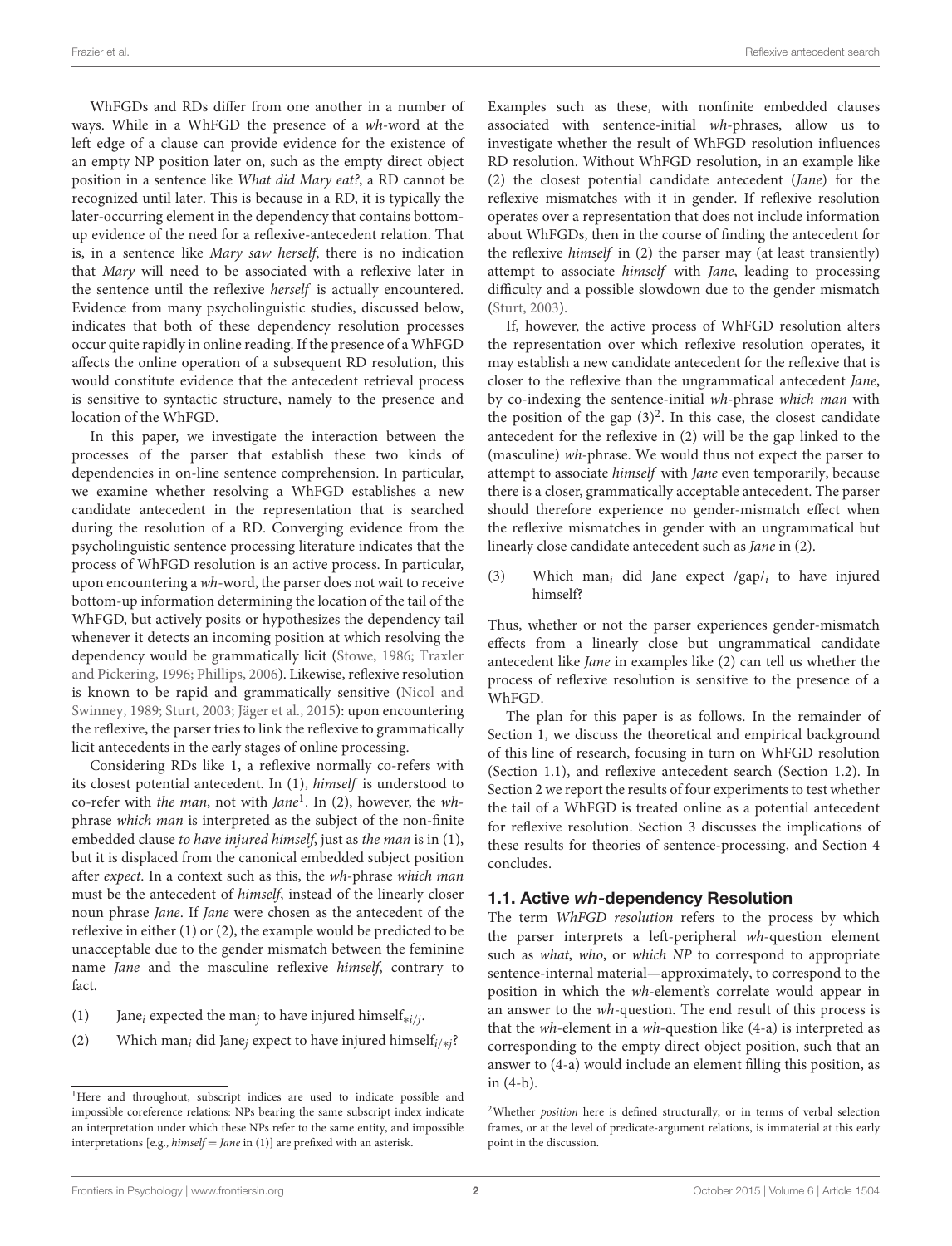WhFGDs and RDs differ from one another in a number of ways. While in a WhFGD the presence of a *wh*-word at the left edge of a clause can provide evidence for the existence of an empty NP position later on, such as the empty direct object position in a sentence like *What did Mary eat?*, a RD cannot be recognized until later. This is because in a RD, it is typically the later-occurring element in the dependency that contains bottom-up evidence of the need for a reflexive-antecedent relation. That is, in a sentence like *Mary saw herself*, there is no indication that *Mary* will need to be associated with a reflexive later in the sentence until the reflexive *herself* is actually encountered. Evidence from many psycholinguistic studies, discussed below, indicates that both of these dependency resolution processes occur quite rapidly in online reading. If the presence of a WhFGD affects the online operation of a subsequent RD resolution, this would constitute evidence that the antecedent retrieval process is sensitive to syntactic structure, namely to the presence and location of the WhFGD.

In this paper, we investigate the interaction between the processes of the parser that establish these two kinds of dependencies in on-line sentence comprehension. In particular, we examine whether resolving a WhFGD establishes a new candidate antecedent in the representation that is searched during the resolution of a RD. Converging evidence from the psycholinguistic sentence processing literature indicates that the process of WhFGD resolution is an active process. In particular, upon encountering a *wh*-word, the parser does not wait to receive bottom-up information determining the location of the tail of the WhFGD, but actively posits or hypothesizes the dependency tail whenever it detects an incoming position at which resolving the dependency would be grammatically licit (Stowe, 1986; Traxler and Pickering, 1996; Phillips, 2006). Likewise, reflexive resolution is known to be rapid and grammatically sensitive (Nicol and Swinney, 1989; Sturt, 2003; Jäger et al., 2015): upon encountering the reflexive, the parser tries to link the reflexive to grammatically licit antecedents in the early stages of online processing.

Considering RDs like 1, a reflexive normally co-refers with its closest potential antecedent. In (1), *himself* is understood to co-refer with *the man*, not with *Jane*[1]. In (2), however, the *wh*-phrase *which man* is interpreted as the subject of the non-finite embedded clause *to have injured himself*, just as *the man* is in (1), but it is displaced from the canonical embedded subject position after *expect*. In a context such as this, the *wh*-phrase *which man* must be the antecedent of *himself*, instead of the linearly closer noun phrase *Jane*. If *Jane* were chosen as the antecedent of the reflexive in either (1) or (2), the example would be predicted to be unacceptable due to the gender mismatch between the feminine name *Jane* and the masculine reflexive *himself*, contrary to fact.

(1) Jane$_i$ expected the man$_j$ to have injured himself$_{*i/j}$.

(2) Which man$_i$ did Jane$_j$ expect to have injured himself$_{i/*j}$?

Examples such as these, with nonfinite embedded clauses associated with sentence-initial *wh*-phrases, allow us to investigate whether the result of WhFGD resolution influences RD resolution. Without WhFGD resolution, in an example like (2) the closest potential candidate antecedent (*Jane*) for the reflexive mismatches with it in gender. If reflexive resolution operates over a representation that does not include information about WhFGDs, then in the course of finding the antecedent for the reflexive *himself* in (2) the parser may (at least transiently) attempt to associate *himself* with *Jane*, leading to processing difficulty and a possible slowdown due to the gender mismatch (Sturt, 2003).

If, however, the active process of WhFGD resolution alters the representation over which reflexive resolution operates, it may establish a new candidate antecedent for the reflexive that is closer to the reflexive than the ungrammatical antecedent *Jane*, by co-indexing the sentence-initial *wh*-phrase *which man* with the position of the gap (3)[2]. In this case, the closest candidate antecedent for the reflexive in (2) will be the gap linked to the (masculine) *wh*-phrase. We would thus not expect the parser to attempt to associate *himself* with *Jane* even temporarily, because there is a closer, grammatically acceptable antecedent. The parser should therefore experience no gender-mismatch effect when the reflexive mismatches in gender with an ungrammatical but linearly close candidate antecedent such as *Jane* in (2).

(3) Which man$_i$ did Jane expect /gap/$_i$ to have injured himself?

Thus, whether or not the parser experiences gender-mismatch effects from a linearly close but ungrammatical candidate antecedent like *Jane* in examples like (2) can tell us whether the process of reflexive resolution is sensitive to the presence of a WhFGD.

The plan for this paper is as follows. In the remainder of Section 1, we discuss the theoretical and empirical background of this line of research, focusing in turn on WhFGD resolution (Section 1.1), and reflexive antecedent search (Section 1.2). In Section 2 we report the results of four experiments to test whether the tail of a WhFGD is treated online as a potential antecedent for reflexive resolution. Section 3 discusses the implications of these results for theories of sentence-processing, and Section 4 concludes.

### 1.1. Active *wh*-dependency Resolution

The term *WhFGD resolution* refers to the process by which the parser interprets a left-peripheral *wh*-question element such as *what*, *who*, or *which NP* to correspond to appropriate sentence-internal material—approximately, to correspond to the position in which the *wh*-element's correlate would appear in an answer to the *wh*-question. The end result of this process is that the *wh*-element in a *wh*-question like (4-a) is interpreted as corresponding to the empty direct object position, such that an answer to (4-a) would include an element filling this position, as in (4-b).

---

[1] Here and throughout, subscript indices are used to indicate possible and impossible coreference relations: NPs bearing the same subscript index indicate an interpretation under which these NPs refer to the same entity, and impossible interpretations [e.g., *himself* = *Jane* in (1)] are prefixed with an asterisk.

[2] Whether *position* here is defined structurally, or in terms of verbal selection frames, or at the level of predicate-argument relations, is immaterial at this early point in the discussion.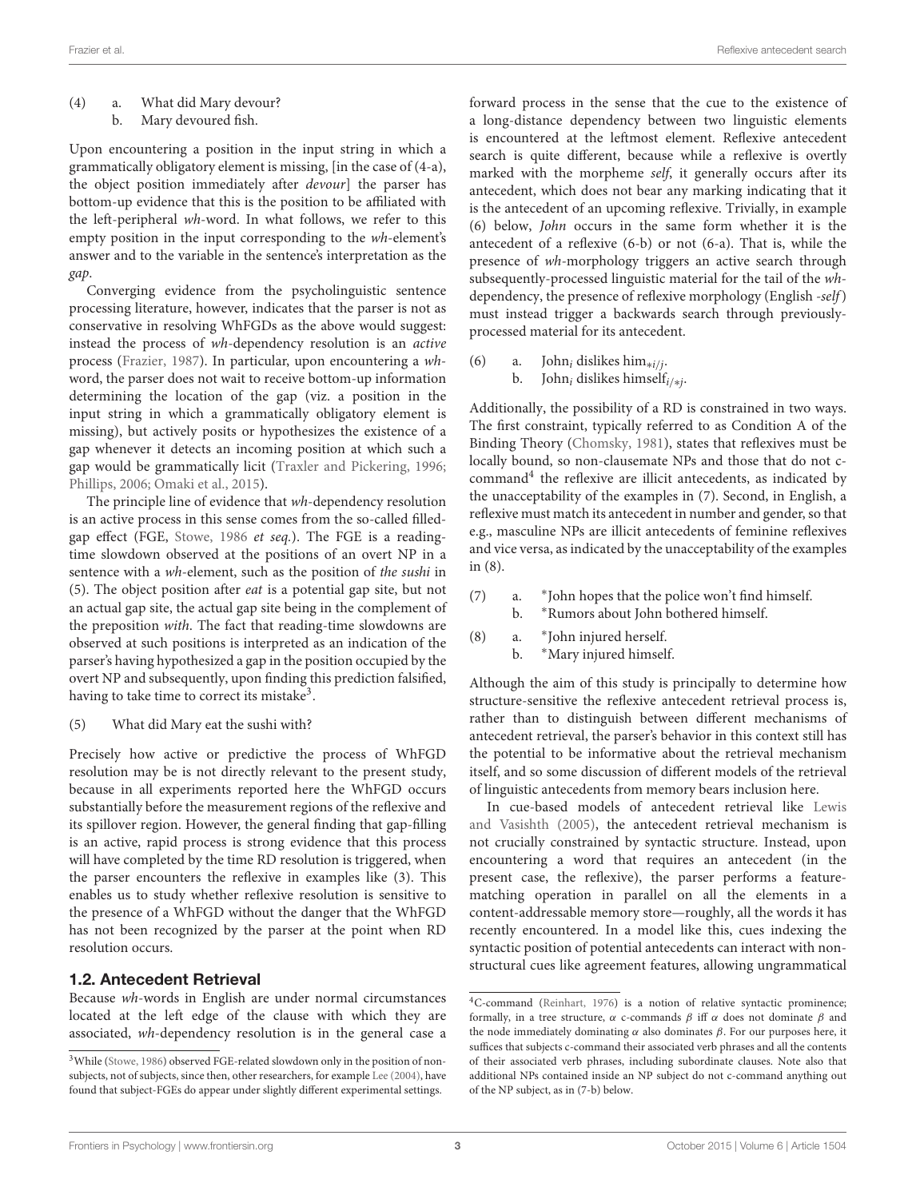(4) a. What did Mary devour?
  b. Mary devoured fish.

Upon encountering a position in the input string in which a grammatically obligatory element is missing, [in the case of (4-a), the object position immediately after *devour*] the parser has bottom-up evidence that this is the position to be affiliated with the left-peripheral *wh*-word. In what follows, we refer to this empty position in the input corresponding to the *wh*-element's answer and to the variable in the sentence's interpretation as the *gap*.

Converging evidence from the psycholinguistic sentence processing literature, however, indicates that the parser is not as conservative in resolving WhFGDs as the above would suggest: instead the process of *wh*-dependency resolution is an *active* process (Frazier, 1987). In particular, upon encountering a *wh*-word, the parser does not wait to receive bottom-up information determining the location of the gap (viz. a position in the input string in which a grammatically obligatory element is missing), but actively posits or hypothesizes the existence of a gap whenever it detects an incoming position at which such a gap would be grammatically licit (Traxler and Pickering, 1996; Phillips, 2006; Omaki et al., 2015).

The principle line of evidence that *wh*-dependency resolution is an active process in this sense comes from the so-called filled-gap effect (FGE, Stowe, 1986 *et seq.*). The FGE is a reading-time slowdown observed at the positions of an overt NP in a sentence with a *wh*-element, such as the position of *the sushi* in (5). The object position after *eat* is a potential gap site, but not an actual gap site, the actual gap site being in the complement of the preposition *with*. The fact that reading-time slowdowns are observed at such positions is interpreted as an indication of the parser's having hypothesized a gap in the position occupied by the overt NP and subsequently, upon finding this prediction falsified, having to take time to correct its mistake[3].

(5) What did Mary eat the sushi with?

Precisely how active or predictive the process of WhFGD resolution may be is not directly relevant to the present study, because in all experiments reported here the WhFGD occurs substantially before the measurement regions of the reflexive and its spillover region. However, the general finding that gap-filling is an active, rapid process is strong evidence that this process will have completed by the time RD resolution is triggered, when the parser encounters the reflexive in examples like (3). This enables us to study whether reflexive resolution is sensitive to the presence of a WhFGD without the danger that the WhFGD has not been recognized by the parser at the point when RD resolution occurs.

## 1.2. Antecedent Retrieval

Because *wh*-words in English are under normal circumstances located at the left edge of the clause with which they are associated, *wh*-dependency resolution is in the general case a forward process in the sense that the cue to the existence of a long-distance dependency between two linguistic elements is encountered at the leftmost element. Reflexive antecedent search is quite different, because while a reflexive is overtly marked with the morpheme *self*, it generally occurs after its antecedent, which does not bear any marking indicating that it is the antecedent of an upcoming reflexive. Trivially, in example (6) below, *John* occurs in the same form whether it is the antecedent of a reflexive (6-b) or not (6-a). That is, while the presence of *wh*-morphology triggers an active search through subsequently-processed linguistic material for the tail of the *wh*-dependency, the presence of reflexive morphology (English *-self*) must instead trigger a backwards search through previously-processed material for its antecedent.

(6) a. John$_i$ dislikes him$_{*i/j}$.
  b. John$_i$ dislikes himself$_{i/*j}$.

Additionally, the possibility of a RD is constrained in two ways. The first constraint, typically referred to as Condition A of the Binding Theory (Chomsky, 1981), states that reflexives must be locally bound, so non-clausemate NPs and those that do not c-command[4] the reflexive are illicit antecedents, as indicated by the unacceptability of the examples in (7). Second, in English, a reflexive must match its antecedent in number and gender, so that e.g., masculine NPs are illicit antecedents of feminine reflexives and vice versa, as indicated by the unacceptability of the examples in (8).

(7) a. *John hopes that the police won't find himself.
  b. *Rumors about John bothered himself.

(8) a. *John injured herself.
  b. *Mary injured himself.

Although the aim of this study is principally to determine how structure-sensitive the reflexive antecedent retrieval process is, rather than to distinguish between different mechanisms of antecedent retrieval, the parser's behavior in this context still has the potential to be informative about the retrieval mechanism itself, and so some discussion of different models of the retrieval of linguistic antecedents from memory bears inclusion here.

In cue-based models of antecedent retrieval like Lewis and Vasishth (2005), the antecedent retrieval mechanism is not crucially constrained by syntactic structure. Instead, upon encountering a word that requires an antecedent (in the present case, the reflexive), the parser performs a feature-matching operation in parallel on all the elements in a content-addressable memory store—roughly, all the words it has recently encountered. In a model like this, cues indexing the syntactic position of potential antecedents can interact with non-structural cues like agreement features, allowing ungrammatical

[3] While (Stowe, 1986) observed FGE-related slowdown only in the position of non-subjects, not of subjects, since then, other researchers, for example Lee (2004), have found that subject-FGEs do appear under slightly different experimental settings.

[4] C-command (Reinhart, 1976) is a notion of relative syntactic prominence; formally, in a tree structure, $\alpha$ c-commands $\beta$ iff $\alpha$ does not dominate $\beta$ and the node immediately dominating $\alpha$ also dominates $\beta$. For our purposes here, it suffices that subjects c-command their associated verb phrases and all the contents of their associated verb phrases, including subordinate clauses. Note also that additional NPs contained inside an NP subject do not c-command anything out of the NP subject, as in (7-b) below.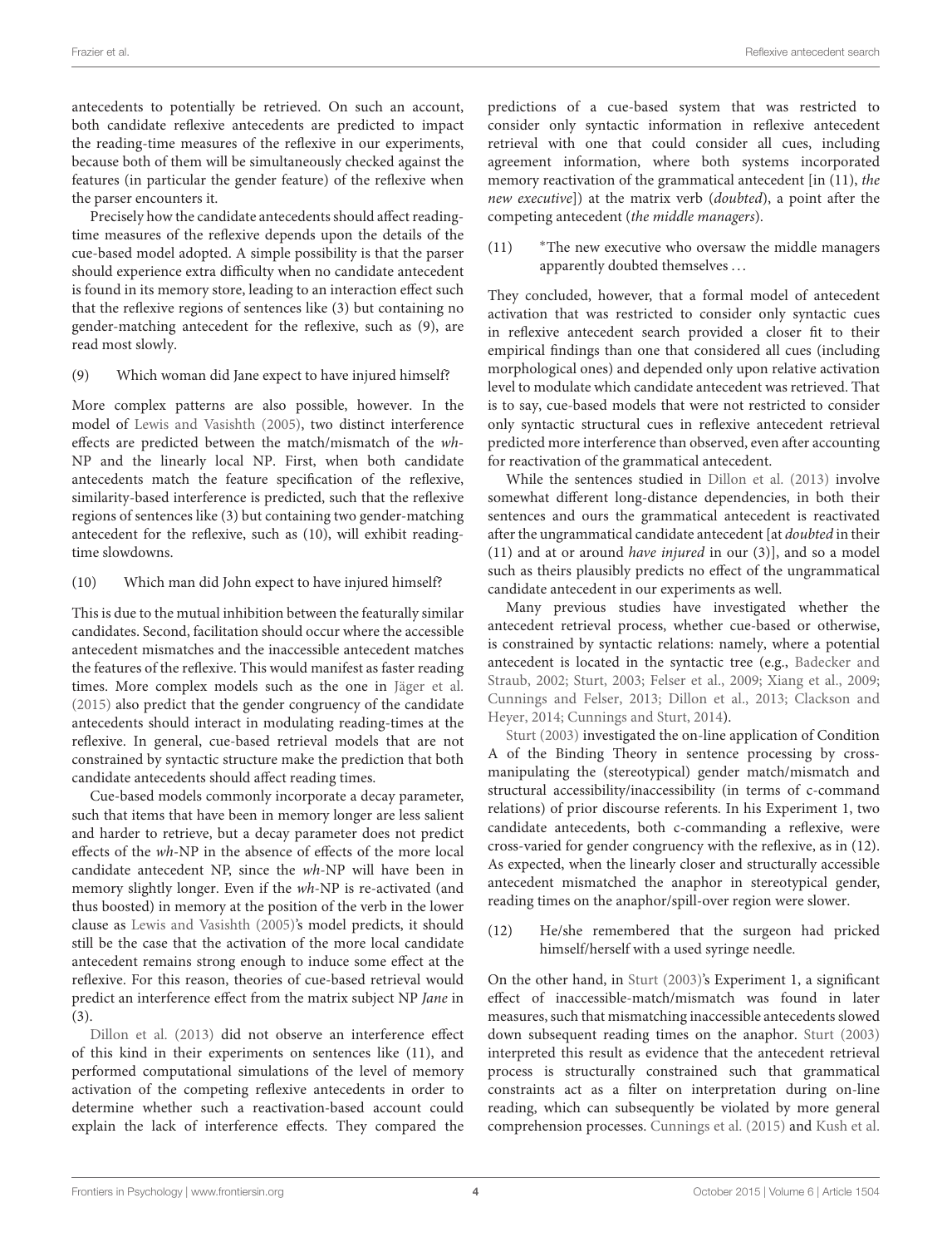antecedents to potentially be retrieved. On such an account, both candidate reflexive antecedents are predicted to impact the reading-time measures of the reflexive in our experiments, because both of them will be simultaneously checked against the features (in particular the gender feature) of the reflexive when the parser encounters it.

Precisely how the candidate antecedents should affect reading-time measures of the reflexive depends upon the details of the cue-based model adopted. A simple possibility is that the parser should experience extra difficulty when no candidate antecedent is found in its memory store, leading to an interaction effect such that the reflexive regions of sentences like (3) but containing no gender-matching antecedent for the reflexive, such as (9), are read most slowly.

(9) Which woman did Jane expect to have injured himself?

More complex patterns are also possible, however. In the model of Lewis and Vasishth (2005), two distinct interference effects are predicted between the match/mismatch of the *wh*-NP and the linearly local NP. First, when both candidate antecedents match the feature specification of the reflexive, similarity-based interference is predicted, such that the reflexive regions of sentences like (3) but containing two gender-matching antecedent for the reflexive, such as (10), will exhibit reading-time slowdowns.

(10) Which man did John expect to have injured himself?

This is due to the mutual inhibition between the featurally similar candidates. Second, facilitation should occur where the accessible antecedent mismatches and the inaccessible antecedent matches the features of the reflexive. This would manifest as faster reading times. More complex models such as the one in Jäger et al. (2015) also predict that the gender congruency of the candidate antecedents should interact in modulating reading-times at the reflexive. In general, cue-based retrieval models that are not constrained by syntactic structure make the prediction that both candidate antecedents should affect reading times.

Cue-based models commonly incorporate a decay parameter, such that items that have been in memory longer are less salient and harder to retrieve, but a decay parameter does not predict effects of the *wh*-NP in the absence of effects of the more local candidate antecedent NP, since the *wh*-NP will have been in memory slightly longer. Even if the *wh*-NP is re-activated (and thus boosted) in memory at the position of the verb in the lower clause as Lewis and Vasishth (2005)'s model predicts, it should still be the case that the activation of the more local candidate antecedent remains strong enough to induce some effect at the reflexive. For this reason, theories of cue-based retrieval would predict an interference effect from the matrix subject NP *Jane* in (3).

Dillon et al. (2013) did not observe an interference effect of this kind in their experiments on sentences like (11), and performed computational simulations of the level of memory activation of the competing reflexive antecedents in order to determine whether such a reactivation-based account could explain the lack of interference effects. They compared the predictions of a cue-based system that was restricted to consider only syntactic information in reflexive antecedent retrieval with one that could consider all cues, including agreement information, where both systems incorporated memory reactivation of the grammatical antecedent [in (11), *the new executive*]) at the matrix verb (*doubted*), a point after the competing antecedent (*the middle managers*).

(11) *The new executive who oversaw the middle managers apparently doubted themselves ...

They concluded, however, that a formal model of antecedent activation that was restricted to consider only syntactic cues in reflexive antecedent search provided a closer fit to their empirical findings than one that considered all cues (including morphological ones) and depended only upon relative activation level to modulate which candidate antecedent was retrieved. That is to say, cue-based models that were not restricted to consider only syntactic structural cues in reflexive antecedent retrieval predicted more interference than observed, even after accounting for reactivation of the grammatical antecedent.

While the sentences studied in Dillon et al. (2013) involve somewhat different long-distance dependencies, in both their sentences and ours the grammatical antecedent is reactivated after the ungrammatical candidate antecedent [at *doubted* in their (11) and at or around *have injured* in our (3)], and so a model such as theirs plausibly predicts no effect of the ungrammatical candidate antecedent in our experiments as well.

Many previous studies have investigated whether the antecedent retrieval process, whether cue-based or otherwise, is constrained by syntactic relations: namely, where a potential antecedent is located in the syntactic tree (e.g., Badecker and Straub, 2002; Sturt, 2003; Felser et al., 2009; Xiang et al., 2009; Cunnings and Felser, 2013; Dillon et al., 2013; Clackson and Heyer, 2014; Cunnings and Sturt, 2014).

Sturt (2003) investigated the on-line application of Condition A of the Binding Theory in sentence processing by cross-manipulating the (stereotypical) gender match/mismatch and structural accessibility/inaccessibility (in terms of c-command relations) of prior discourse referents. In his Experiment 1, two candidate antecedents, both c-commanding a reflexive, were cross-varied for gender congruency with the reflexive, as in (12). As expected, when the linearly closer and structurally accessible antecedent mismatched the anaphor in stereotypical gender, reading times on the anaphor/spill-over region were slower.

(12) He/she remembered that the surgeon had pricked himself/herself with a used syringe needle.

On the other hand, in Sturt (2003)'s Experiment 1, a significant effect of inaccessible-match/mismatch was found in later measures, such that mismatching inaccessible antecedents slowed down subsequent reading times on the anaphor. Sturt (2003) interpreted this result as evidence that the antecedent retrieval process is structurally constrained such that grammatical constraints act as a filter on interpretation during on-line reading, which can subsequently be violated by more general comprehension processes. Cunnings et al. (2015) and Kush et al.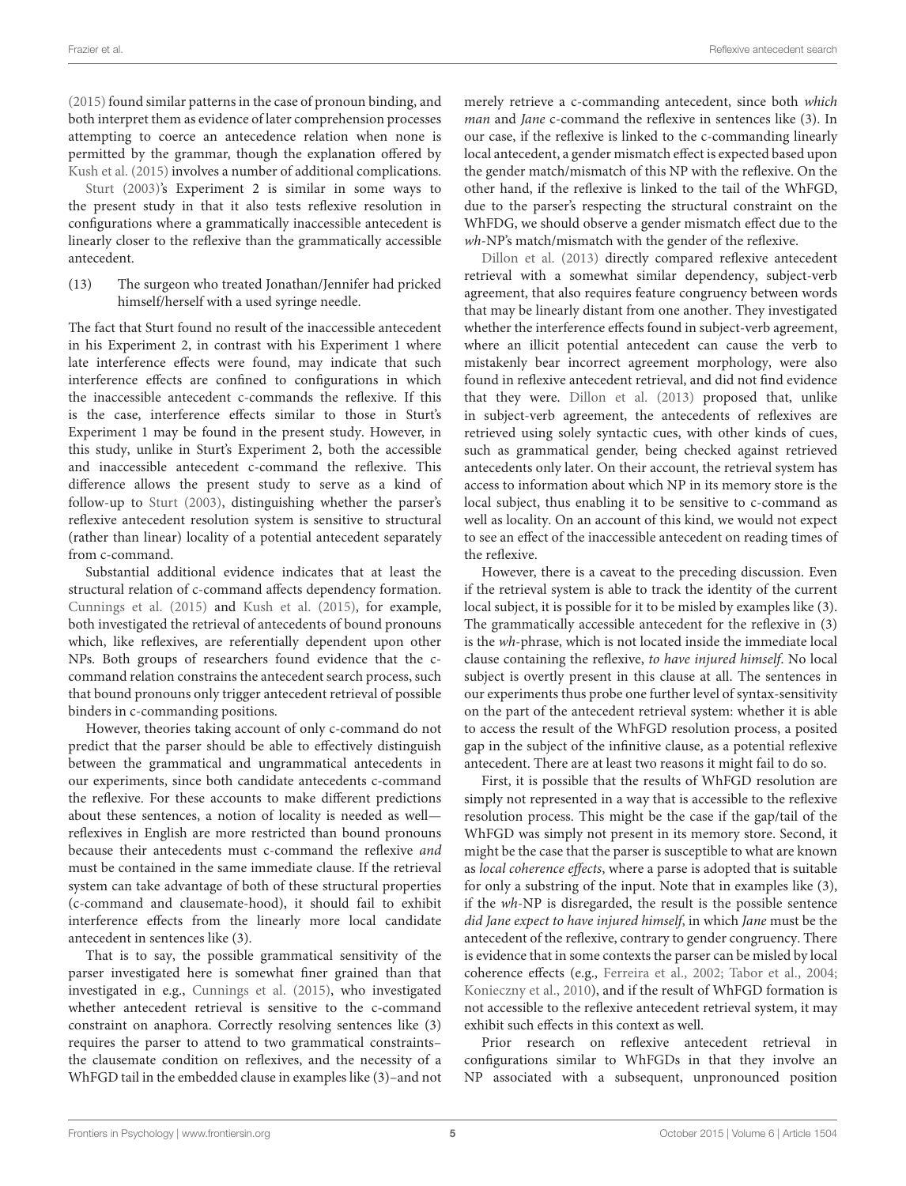(2015) found similar patterns in the case of pronoun binding, and both interpret them as evidence of later comprehension processes attempting to coerce an antecedence relation when none is permitted by the grammar, though the explanation offered by Kush et al. (2015) involves a number of additional complications.

Sturt (2003)'s Experiment 2 is similar in some ways to the present study in that it also tests reflexive resolution in configurations where a grammatically inaccessible antecedent is linearly closer to the reflexive than the grammatically accessible antecedent.

(13) The surgeon who treated Jonathan/Jennifer had pricked himself/herself with a used syringe needle.

The fact that Sturt found no result of the inaccessible antecedent in his Experiment 2, in contrast with his Experiment 1 where late interference effects were found, may indicate that such interference effects are confined to configurations in which the inaccessible antecedent c-commands the reflexive. If this is the case, interference effects similar to those in Sturt's Experiment 1 may be found in the present study. However, in this study, unlike in Sturt's Experiment 2, both the accessible and inaccessible antecedent c-command the reflexive. This difference allows the present study to serve as a kind of follow-up to Sturt (2003), distinguishing whether the parser's reflexive antecedent resolution system is sensitive to structural (rather than linear) locality of a potential antecedent separately from c-command.

Substantial additional evidence indicates that at least the structural relation of c-command affects dependency formation. Cunnings et al. (2015) and Kush et al. (2015), for example, both investigated the retrieval of antecedents of bound pronouns which, like reflexives, are referentially dependent upon other NPs. Both groups of researchers found evidence that the c-command relation constrains the antecedent search process, such that bound pronouns only trigger antecedent retrieval of possible binders in c-commanding positions.

However, theories taking account of only c-command do not predict that the parser should be able to effectively distinguish between the grammatical and ungrammatical antecedents in our experiments, since both candidate antecedents c-command the reflexive. For these accounts to make different predictions about these sentences, a notion of locality is needed as well—reflexives in English are more restricted than bound pronouns because their antecedents must c-command the reflexive *and* must be contained in the same immediate clause. If the retrieval system can take advantage of both of these structural properties (c-command and clausemate-hood), it should fail to exhibit interference effects from the linearly more local candidate antecedent in sentences like (3).

That is to say, the possible grammatical sensitivity of the parser investigated here is somewhat finer grained than that investigated in e.g., Cunnings et al. (2015), who investigated whether antecedent retrieval is sensitive to the c-command constraint on anaphora. Correctly resolving sentences like (3) requires the parser to attend to two grammatical constraints–the clausemate condition on reflexives, and the necessity of a WhFGD tail in the embedded clause in examples like (3)–and not merely retrieve a c-commanding antecedent, since both *which man* and *Jane* c-command the reflexive in sentences like (3). In our case, if the reflexive is linked to the c-commanding linearly local antecedent, a gender mismatch effect is expected based upon the gender match/mismatch of this NP with the reflexive. On the other hand, if the reflexive is linked to the tail of the WhFGD, due to the parser's respecting the structural constraint on the WhFDG, we should observe a gender mismatch effect due to the *wh*-NP's match/mismatch with the gender of the reflexive.

Dillon et al. (2013) directly compared reflexive antecedent retrieval with a somewhat similar dependency, subject-verb agreement, that also requires feature congruency between words that may be linearly distant from one another. They investigated whether the interference effects found in subject-verb agreement, where an illicit potential antecedent can cause the verb to mistakenly bear incorrect agreement morphology, were also found in reflexive antecedent retrieval, and did not find evidence that they were. Dillon et al. (2013) proposed that, unlike in subject-verb agreement, the antecedents of reflexives are retrieved using solely syntactic cues, with other kinds of cues, such as grammatical gender, being checked against retrieved antecedents only later. On their account, the retrieval system has access to information about which NP in its memory store is the local subject, thus enabling it to be sensitive to c-command as well as locality. On an account of this kind, we would not expect to see an effect of the inaccessible antecedent on reading times of the reflexive.

However, there is a caveat to the preceding discussion. Even if the retrieval system is able to track the identity of the current local subject, it is possible for it to be misled by examples like (3). The grammatically accessible antecedent for the reflexive in (3) is the *wh*-phrase, which is not located inside the immediate local clause containing the reflexive, *to have injured himself*. No local subject is overtly present in this clause at all. The sentences in our experiments thus probe one further level of syntax-sensitivity on the part of the antecedent retrieval system: whether it is able to access the result of the WhFGD resolution process, a posited gap in the subject of the infinitive clause, as a potential reflexive antecedent. There are at least two reasons it might fail to do so.

First, it is possible that the results of WhFGD resolution are simply not represented in a way that is accessible to the reflexive resolution process. This might be the case if the gap/tail of the WhFGD was simply not present in its memory store. Second, it might be the case that the parser is susceptible to what are known as *local coherence effects*, where a parse is adopted that is suitable for only a substring of the input. Note that in examples like (3), if the *wh*-NP is disregarded, the result is the possible sentence *did Jane expect to have injured himself*, in which *Jane* must be the antecedent of the reflexive, contrary to gender congruency. There is evidence that in some contexts the parser can be misled by local coherence effects (e.g., Ferreira et al., 2002; Tabor et al., 2004; Konieczny et al., 2010), and if the result of WhFGD formation is not accessible to the reflexive antecedent retrieval system, it may exhibit such effects in this context as well.

Prior research on reflexive antecedent retrieval in configurations similar to WhFGDs in that they involve an NP associated with a subsequent, unpronounced position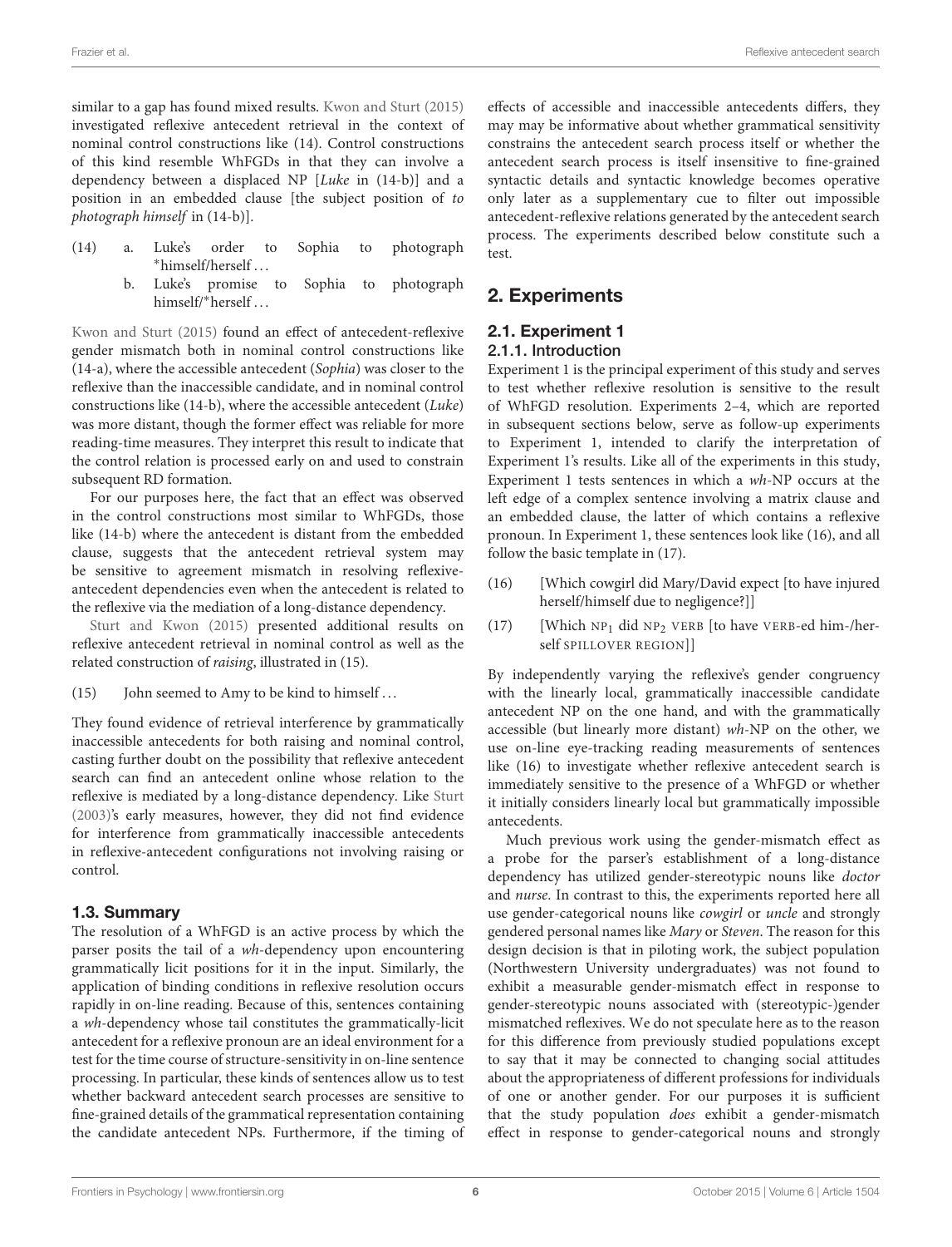similar to a gap has found mixed results. Kwon and Sturt (2015) investigated reflexive antecedent retrieval in the context of nominal control constructions like (14). Control constructions of this kind resemble WhFGDs in that they can involve a dependency between a displaced NP [*Luke* in (14-b)] and a position in an embedded clause [the subject position of *to photograph himself* in (14-b)].

(14) a. Luke's order to Sophia to photograph *himself/herself …
  b. Luke's promise to Sophia to photograph himself/*herself …

Kwon and Sturt (2015) found an effect of antecedent-reflexive gender mismatch both in nominal control constructions like (14-a), where the accessible antecedent (*Sophia*) was closer to the reflexive than the inaccessible candidate, and in nominal control constructions like (14-b), where the accessible antecedent (*Luke*) was more distant, though the former effect was reliable for more reading-time measures. They interpret this result to indicate that the control relation is processed early on and used to constrain subsequent RD formation.

For our purposes here, the fact that an effect was observed in the control constructions most similar to WhFGDs, those like (14-b) where the antecedent is distant from the embedded clause, suggests that the antecedent retrieval system may be sensitive to agreement mismatch in resolving reflexive-antecedent dependencies even when the antecedent is related to the reflexive via the mediation of a long-distance dependency.

Sturt and Kwon (2015) presented additional results on reflexive antecedent retrieval in nominal control as well as the related construction of *raising*, illustrated in (15).

(15) John seemed to Amy to be kind to himself …

They found evidence of retrieval interference by grammatically inaccessible antecedents for both raising and nominal control, casting further doubt on the possibility that reflexive antecedent search can find an antecedent online whose relation to the reflexive is mediated by a long-distance dependency. Like Sturt (2003)'s early measures, however, they did not find evidence for interference from grammatically inaccessible antecedents in reflexive-antecedent configurations not involving raising or control.

### 1.3. Summary

The resolution of a WhFGD is an active process by which the parser posits the tail of a *wh*-dependency upon encountering grammatically licit positions for it in the input. Similarly, the application of binding conditions in reflexive resolution occurs rapidly in on-line reading. Because of this, sentences containing a *wh*-dependency whose tail constitutes the grammatically-licit antecedent for a reflexive pronoun are an ideal environment for a test for the time course of structure-sensitivity in on-line sentence processing. In particular, these kinds of sentences allow us to test whether backward antecedent search processes are sensitive to fine-grained details of the grammatical representation containing the candidate antecedent NPs. Furthermore, if the timing of effects of accessible and inaccessible antecedents differs, they may may be informative about whether grammatical sensitivity constrains the antecedent search process itself or whether the antecedent search process is itself insensitive to fine-grained syntactic details and syntactic knowledge becomes operative only later as a supplementary cue to filter out impossible antecedent-reflexive relations generated by the antecedent search process. The experiments described below constitute such a test.

## 2. Experiments

### 2.1. Experiment 1

#### 2.1.1. Introduction

Experiment 1 is the principal experiment of this study and serves to test whether reflexive resolution is sensitive to the result of WhFGD resolution. Experiments 2–4, which are reported in subsequent sections below, serve as follow-up experiments to Experiment 1, intended to clarify the interpretation of Experiment 1's results. Like all of the experiments in this study, Experiment 1 tests sentences in which a *wh*-NP occurs at the left edge of a complex sentence involving a matrix clause and an embedded clause, the latter of which contains a reflexive pronoun. In Experiment 1, these sentences look like (16), and all follow the basic template in (17).

(16) [Which cowgirl did Mary/David expect [to have injured herself/himself due to negligence?]]

(17) [Which NP$_1$ did NP$_2$ VERB [to have VERB-ed him-/herself SPILLOVER REGION]]

By independently varying the reflexive's gender congruency with the linearly local, grammatically inaccessible candidate antecedent NP on the one hand, and with the grammatically accessible (but linearly more distant) *wh*-NP on the other, we use on-line eye-tracking reading measurements of sentences like (16) to investigate whether reflexive antecedent search is immediately sensitive to the presence of a WhFGD or whether it initially considers linearly local but grammatically impossible antecedents.

Much previous work using the gender-mismatch effect as a probe for the parser's establishment of a long-distance dependency has utilized gender-stereotypic nouns like *doctor* and *nurse*. In contrast to this, the experiments reported here all use gender-categorical nouns like *cowgirl* or *uncle* and strongly gendered personal names like *Mary* or *Steven*. The reason for this design decision is that in piloting work, the subject population (Northwestern University undergraduates) was not found to exhibit a measurable gender-mismatch effect in response to gender-stereotypic nouns associated with (stereotypic-)gender mismatched reflexives. We do not speculate here as to the reason for this difference from previously studied populations except to say that it may be connected to changing social attitudes about the appropriateness of different professions for individuals of one or another gender. For our purposes it is sufficient that the study population *does* exhibit a gender-mismatch effect in response to gender-categorical nouns and strongly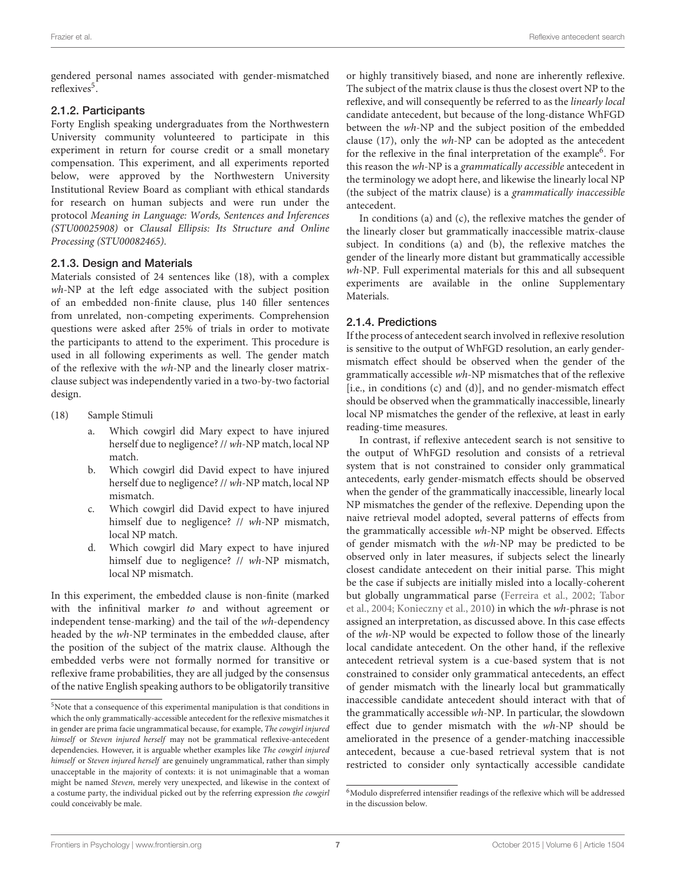gendered personal names associated with gender-mismatched reflexives[5].

### 2.1.2. Participants

Forty English speaking undergraduates from the Northwestern University community volunteered to participate in this experiment in return for course credit or a small monetary compensation. This experiment, and all experiments reported below, were approved by the Northwestern University Institutional Review Board as compliant with ethical standards for research on human subjects and were run under the protocol *Meaning in Language: Words, Sentences and Inferences (STU00025908)* or *Clausal Ellipsis: Its Structure and Online Processing (STU00082465)*.

### 2.1.3. Design and Materials

Materials consisted of 24 sentences like (18), with a complex *wh*-NP at the left edge associated with the subject position of an embedded non-finite clause, plus 140 filler sentences from unrelated, non-competing experiments. Comprehension questions were asked after 25% of trials in order to motivate the participants to attend to the experiment. This procedure is used in all following experiments as well. The gender match of the reflexive with the *wh*-NP and the linearly closer matrix-clause subject was independently varied in a two-by-two factorial design.

(18) Sample Stimuli

a. Which cowgirl did Mary expect to have injured herself due to negligence? // *wh*-NP match, local NP match.

b. Which cowgirl did David expect to have injured herself due to negligence? // *wh*-NP match, local NP mismatch.

c. Which cowgirl did David expect to have injured himself due to negligence? // *wh*-NP mismatch, local NP match.

d. Which cowgirl did Mary expect to have injured himself due to negligence? // *wh*-NP mismatch, local NP mismatch.

In this experiment, the embedded clause is non-finite (marked with the infinitival marker *to* and without agreement or independent tense-marking) and the tail of the *wh*-dependency headed by the *wh*-NP terminates in the embedded clause, after the position of the subject of the matrix clause. Although the embedded verbs were not formally normed for transitive or reflexive frame probabilities, they are all judged by the consensus of the native English speaking authors to be obligatorily transitive or highly transitively biased, and none are inherently reflexive. The subject of the matrix clause is thus the closest overt NP to the reflexive, and will consequently be referred to as the *linearly local* candidate antecedent, but because of the long-distance WhFGD between the *wh*-NP and the subject position of the embedded clause (17), only the *wh*-NP can be adopted as the antecedent for the reflexive in the final interpretation of the example[6]. For this reason the *wh*-NP is a *grammatically accessible* antecedent in the terminology we adopt here, and likewise the linearly local NP (the subject of the matrix clause) is a *grammatically inaccessible* antecedent.

In conditions (a) and (c), the reflexive matches the gender of the linearly closer but grammatically inaccessible matrix-clause subject. In conditions (a) and (b), the reflexive matches the gender of the linearly more distant but grammatically accessible *wh*-NP. Full experimental materials for this and all subsequent experiments are available in the online Supplementary Materials.

### 2.1.4. Predictions

If the process of antecedent search involved in reflexive resolution is sensitive to the output of WhFGD resolution, an early gender-mismatch effect should be observed when the gender of the grammatically accessible *wh*-NP mismatches that of the reflexive [i.e., in conditions (c) and (d)], and no gender-mismatch effect should be observed when the grammatically inaccessible, linearly local NP mismatches the gender of the reflexive, at least in early reading-time measures.

In contrast, if reflexive antecedent search is not sensitive to the output of WhFGD resolution and consists of a retrieval system that is not constrained to consider only grammatical antecedents, early gender-mismatch effects should be observed when the gender of the grammatically inaccessible, linearly local NP mismatches the gender of the reflexive. Depending upon the naive retrieval model adopted, several patterns of effects from the grammatically accessible *wh*-NP might be observed. Effects of gender mismatch with the *wh*-NP may be predicted to be observed only in later measures, if subjects select the linearly closest candidate antecedent on their initial parse. This might be the case if subjects are initially misled into a locally-coherent but globally ungrammatical parse (Ferreira et al., 2002; Tabor et al., 2004; Konieczny et al., 2010) in which the *wh*-phrase is not assigned an interpretation, as discussed above. In this case effects of the *wh*-NP would be expected to follow those of the linearly local candidate antecedent. On the other hand, if the reflexive antecedent retrieval system is a cue-based system that is not constrained to consider only grammatical antecedents, an effect of gender mismatch with the linearly local but grammatically inaccessible candidate antecedent should interact with that of the grammatically accessible *wh*-NP. In particular, the slowdown effect due to gender mismatch with the *wh*-NP should be ameliorated in the presence of a gender-matching inaccessible antecedent, because a cue-based retrieval system that is not restricted to consider only syntactically accessible candidate

[5]Note that a consequence of this experimental manipulation is that conditions in which the only grammatically-accessible antecedent for the reflexive mismatches it in gender are prima facie ungrammatical because, for example, *The cowgirl injured himself* or *Steven injured herself* may not be grammatical reflexive-antecedent dependencies. However, it is arguable whether examples like *The cowgirl injured himself* or *Steven injured herself* are genuinely ungrammatical, rather than simply unacceptable in the majority of contexts: it is not unimaginable that a woman might be named *Steven*, merely very unexpected, and likewise in the context of a costume party, the individual picked out by the referring expression *the cowgirl* could conceivably be male.

[6]Modulo dispreferred intensifier readings of the reflexive which will be addressed in the discussion below.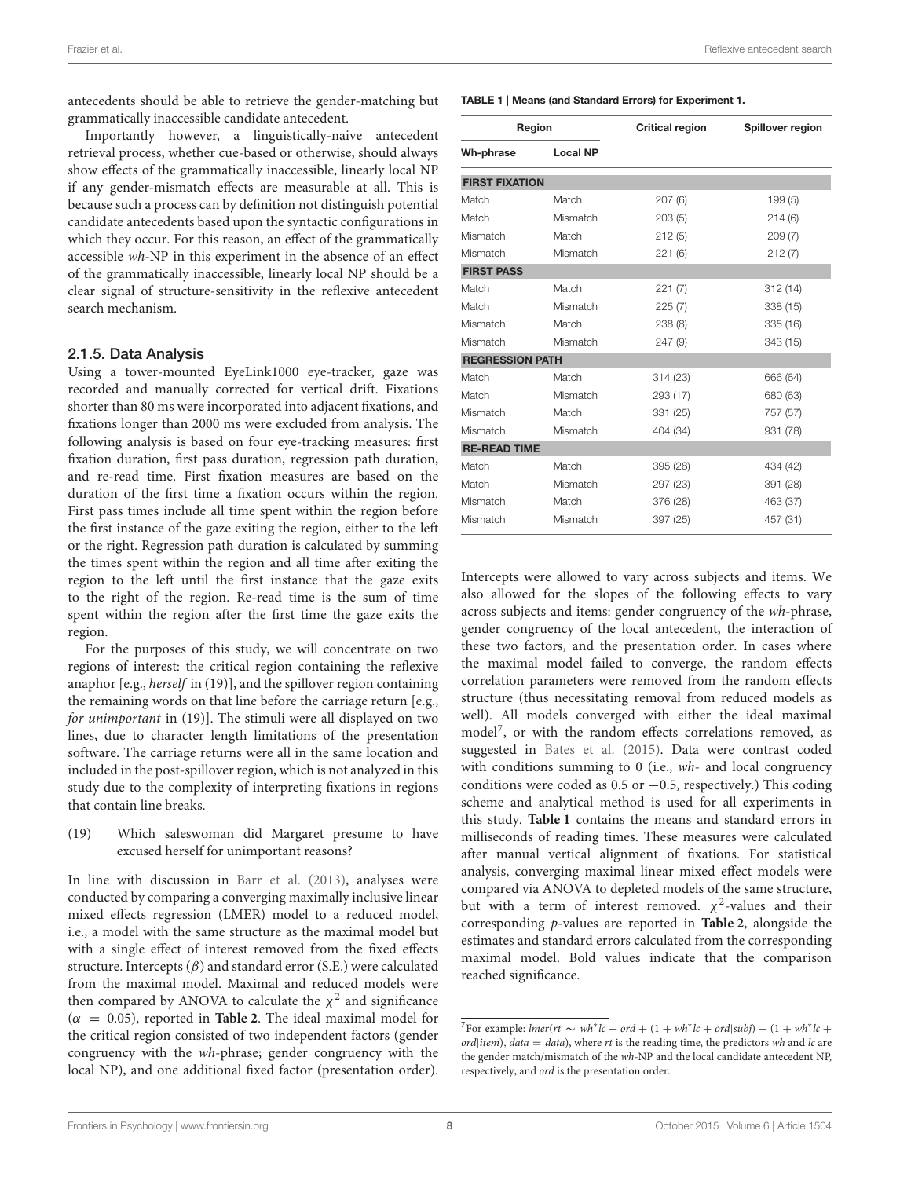antecedents should be able to retrieve the gender-matching but grammatically inaccessible candidate antecedent.

Importantly however, a linguistically-naive antecedent retrieval process, whether cue-based or otherwise, should always show effects of the grammatically inaccessible, linearly local NP if any gender-mismatch effects are measurable at all. This is because such a process can by definition not distinguish potential candidate antecedents based upon the syntactic configurations in which they occur. For this reason, an effect of the grammatically accessible *wh*-NP in this experiment in the absence of an effect of the grammatically inaccessible, linearly local NP should be a clear signal of structure-sensitivity in the reflexive antecedent search mechanism.

### 2.1.5. Data Analysis

Using a tower-mounted EyeLink1000 eye-tracker, gaze was recorded and manually corrected for vertical drift. Fixations shorter than 80 ms were incorporated into adjacent fixations, and fixations longer than 2000 ms were excluded from analysis. The following analysis is based on four eye-tracking measures: first fixation duration, first pass duration, regression path duration, and re-read time. First fixation measures are based on the duration of the first time a fixation occurs within the region. First pass times include all time spent within the region before the first instance of the gaze exiting the region, either to the left or the right. Regression path duration is calculated by summing the times spent within the region and all time after exiting the region to the left until the first instance that the gaze exits to the right of the region. Re-read time is the sum of time spent within the region after the first time the gaze exits the region.

For the purposes of this study, we will concentrate on two regions of interest: the critical region containing the reflexive anaphor [e.g., *herself* in (19)], and the spillover region containing the remaining words on that line before the carriage return [e.g., *for unimportant* in (19)]. The stimuli were all displayed on two lines, due to character length limitations of the presentation software. The carriage returns were all in the same location and included in the post-spillover region, which is not analyzed in this study due to the complexity of interpreting fixations in regions that contain line breaks.

(19) Which saleswoman did Margaret presume to have excused herself for unimportant reasons?

In line with discussion in Barr et al. (2013), analyses were conducted by comparing a converging maximally inclusive linear mixed effects regression (LMER) model to a reduced model, i.e., a model with the same structure as the maximal model but with a single effect of interest removed from the fixed effects structure. Intercepts ($\beta$) and standard error (S.E.) were calculated from the maximal model. Maximal and reduced models were then compared by ANOVA to calculate the $\chi^2$ and significance ($\alpha = 0.05$), reported in **Table 2**. The ideal maximal model for the critical region consisted of two independent factors (gender congruency with the *wh*-phrase; gender congruency with the local NP), and one additional fixed factor (presentation order).

**TABLE 1 | Means (and Standard Errors) for Experiment 1.**

| Region | | Critical region | Spillover region |
|---|---|---|---|
| **Wh-phrase** | **Local NP** | | |
| **FIRST FIXATION** | | | |
| Match | Match | 207 (6) | 199 (5) |
| Match | Mismatch | 203 (5) | 214 (6) |
| Mismatch | Match | 212 (5) | 209 (7) |
| Mismatch | Mismatch | 221 (6) | 212 (7) |
| **FIRST PASS** | | | |
| Match | Match | 221 (7) | 312 (14) |
| Match | Mismatch | 225 (7) | 338 (15) |
| Mismatch | Match | 238 (8) | 335 (16) |
| Mismatch | Mismatch | 247 (9) | 343 (15) |
| **REGRESSION PATH** | | | |
| Match | Match | 314 (23) | 666 (64) |
| Match | Mismatch | 293 (17) | 680 (63) |
| Mismatch | Match | 331 (25) | 757 (57) |
| Mismatch | Mismatch | 404 (34) | 931 (78) |
| **RE-READ TIME** | | | |
| Match | Match | 395 (28) | 434 (42) |
| Match | Mismatch | 297 (23) | 391 (28) |
| Mismatch | Match | 376 (28) | 463 (37) |
| Mismatch | Mismatch | 397 (25) | 457 (31) |

Intercepts were allowed to vary across subjects and items. We also allowed for the slopes of the following effects to vary across subjects and items: gender congruency of the *wh*-phrase, gender congruency of the local antecedent, the interaction of these two factors, and the presentation order. In cases where the maximal model failed to converge, the random effects correlation parameters were removed from the random effects structure (thus necessitating removal from reduced models as well). All models converged with either the ideal maximal model[7], or with the random effects correlations removed, as suggested in Bates et al. (2015). Data were contrast coded with conditions summing to 0 (i.e., *wh-* and local congruency conditions were coded as 0.5 or −0.5, respectively.) This coding scheme and analytical method is used for all experiments in this study. **Table 1** contains the means and standard errors in milliseconds of reading times. These measures were calculated after manual vertical alignment of fixations. For statistical analysis, converging maximal linear mixed effect models were compared via ANOVA to depleted models of the same structure, but with a term of interest removed. $\chi^2$-values and their corresponding $p$-values are reported in **Table 2**, alongside the estimates and standard errors calculated from the corresponding maximal model. Bold values indicate that the comparison reached significance.

[7] For example: $lmer(rt \sim wh{*}lc + ord + (1 + wh{*}lc + ord|subj) + (1 + wh{*}lc + ord|item), data = data)$, where $rt$ is the reading time, the predictors $wh$ and $lc$ are the gender match/mismatch of the *wh*-NP and the local candidate antecedent NP, respectively, and $ord$ is the presentation order.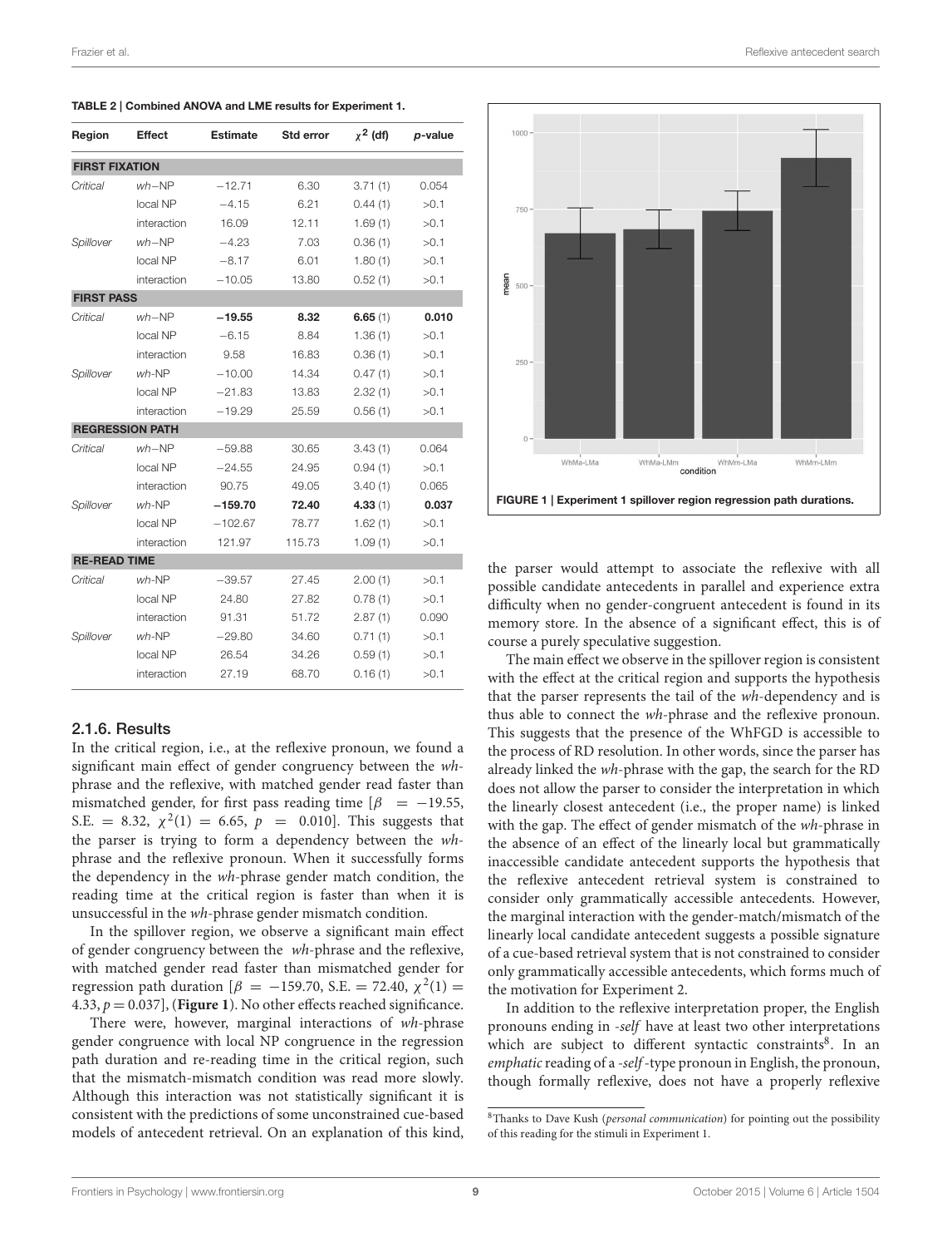**TABLE 2 | Combined ANOVA and LME results for Experiment 1.**

| Region | Effect | Estimate | Std error | $\chi^2$ (df) | p-value |
|---|---|---|---|---|---|
| **FIRST FIXATION** | | | | | |
| *Critical* | *wh*–NP | −12.71 | 6.30 | 3.71 (1) | 0.054 |
| | local NP | −4.15 | 6.21 | 0.44 (1) | >0.1 |
| | interaction | 16.09 | 12.11 | 1.69 (1) | >0.1 |
| *Spillover* | *wh*–NP | −4.23 | 7.03 | 0.36 (1) | >0.1 |
| | local NP | −8.17 | 6.01 | 1.80 (1) | >0.1 |
| | interaction | −10.05 | 13.80 | 0.52 (1) | >0.1 |
| **FIRST PASS** | | | | | |
| *Critical* | *wh*–NP | **−19.55** | **8.32** | **6.65** (1) | **0.010** |
| | local NP | −6.15 | 8.84 | 1.36 (1) | >0.1 |
| | interaction | 9.58 | 16.83 | 0.36 (1) | >0.1 |
| *Spillover* | *wh*-NP | −10.00 | 14.34 | 0.47 (1) | >0.1 |
| | local NP | −21.83 | 13.83 | 2.32 (1) | >0.1 |
| | interaction | −19.29 | 25.59 | 0.56 (1) | >0.1 |
| **REGRESSION PATH** | | | | | |
| *Critical* | *wh*–NP | −59.88 | 30.65 | 3.43 (1) | 0.064 |
| | local NP | −24.55 | 24.95 | 0.94 (1) | >0.1 |
| | interaction | 90.75 | 49.05 | 3.40 (1) | 0.065 |
| *Spillover* | *wh*-NP | **−159.70** | **72.40** | **4.33** (1) | **0.037** |
| | local NP | −102.67 | 78.77 | 1.62 (1) | >0.1 |
| | interaction | 121.97 | 115.73 | 1.09 (1) | >0.1 |
| **RE-READ TIME** | | | | | |
| *Critical* | *wh*-NP | −39.57 | 27.45 | 2.00 (1) | >0.1 |
| | local NP | 24.80 | 27.82 | 0.78 (1) | >0.1 |
| | interaction | 91.31 | 51.72 | 2.87 (1) | 0.090 |
| *Spillover* | *wh*-NP | −29.80 | 34.60 | 0.71 (1) | >0.1 |
| | local NP | 26.54 | 34.26 | 0.59 (1) | >0.1 |
| | interaction | 27.19 | 68.70 | 0.16 (1) | >0.1 |

### 2.1.6. Results

In the critical region, i.e., at the reflexive pronoun, we found a significant main effect of gender congruency between the *wh*-phrase and the reflexive, with matched gender read faster than mismatched gender, for first pass reading time [$\beta = -19.55$, S.E. $= 8.32$, $\chi^2(1) = 6.65$, $p = 0.010$]. This suggests that the parser is trying to form a dependency between the *wh*-phrase and the reflexive pronoun. When it successfully forms the dependency in the *wh*-phrase gender match condition, the reading time at the critical region is faster than when it is unsuccessful in the *wh*-phrase gender mismatch condition.

In the spillover region, we observe a significant main effect of gender congruency between the *wh*-phrase and the reflexive, with matched gender read faster than mismatched gender for regression path duration [$\beta = -159.70$, S.E. $= 72.40$, $\chi^2(1) = 4.33$, $p = 0.037$], (**Figure 1**). No other effects reached significance.

There were, however, marginal interactions of *wh*-phrase gender congruence with local NP congruence in the regression path duration and re-reading time in the critical region, such that the mismatch-mismatch condition was read more slowly. Although this interaction was not statistically significant it is consistent with the predictions of some unconstrained cue-based models of antecedent retrieval. On an explanation of this kind, the parser would attempt to associate the reflexive with all possible candidate antecedents in parallel and experience extra difficulty when no gender-congruent antecedent is found in its memory store. In the absence of a significant effect, this is of course a purely speculative suggestion.

**FIGURE 1 | Experiment 1 spillover region regression path durations.**

The main effect we observe in the spillover region is consistent with the effect at the critical region and supports the hypothesis that the parser represents the tail of the *wh*-dependency and is thus able to connect the *wh*-phrase and the reflexive pronoun. This suggests that the presence of the WhFGD is accessible to the process of RD resolution. In other words, since the parser has already linked the *wh*-phrase with the gap, the search for the RD does not allow the parser to consider the interpretation in which the linearly closest antecedent (i.e., the proper name) is linked with the gap. The effect of gender mismatch of the *wh*-phrase in the absence of an effect of the linearly local but grammatically inaccessible candidate antecedent supports the hypothesis that the reflexive antecedent retrieval system is constrained to consider only grammatically accessible antecedents. However, the marginal interaction with the gender-match/mismatch of the linearly local candidate antecedent suggests a possible signature of a cue-based retrieval system that is not constrained to consider only grammatically accessible antecedents, which forms much of the motivation for Experiment 2.

In addition to the reflexive interpretation proper, the English pronouns ending in *-self* have at least two other interpretations which are subject to different syntactic constraints[8]. In an *emphatic* reading of a *-self*-type pronoun in English, the pronoun, though formally reflexive, does not have a properly reflexive

[8] Thanks to Dave Kush (*personal communication*) for pointing out the possibility of this reading for the stimuli in Experiment 1.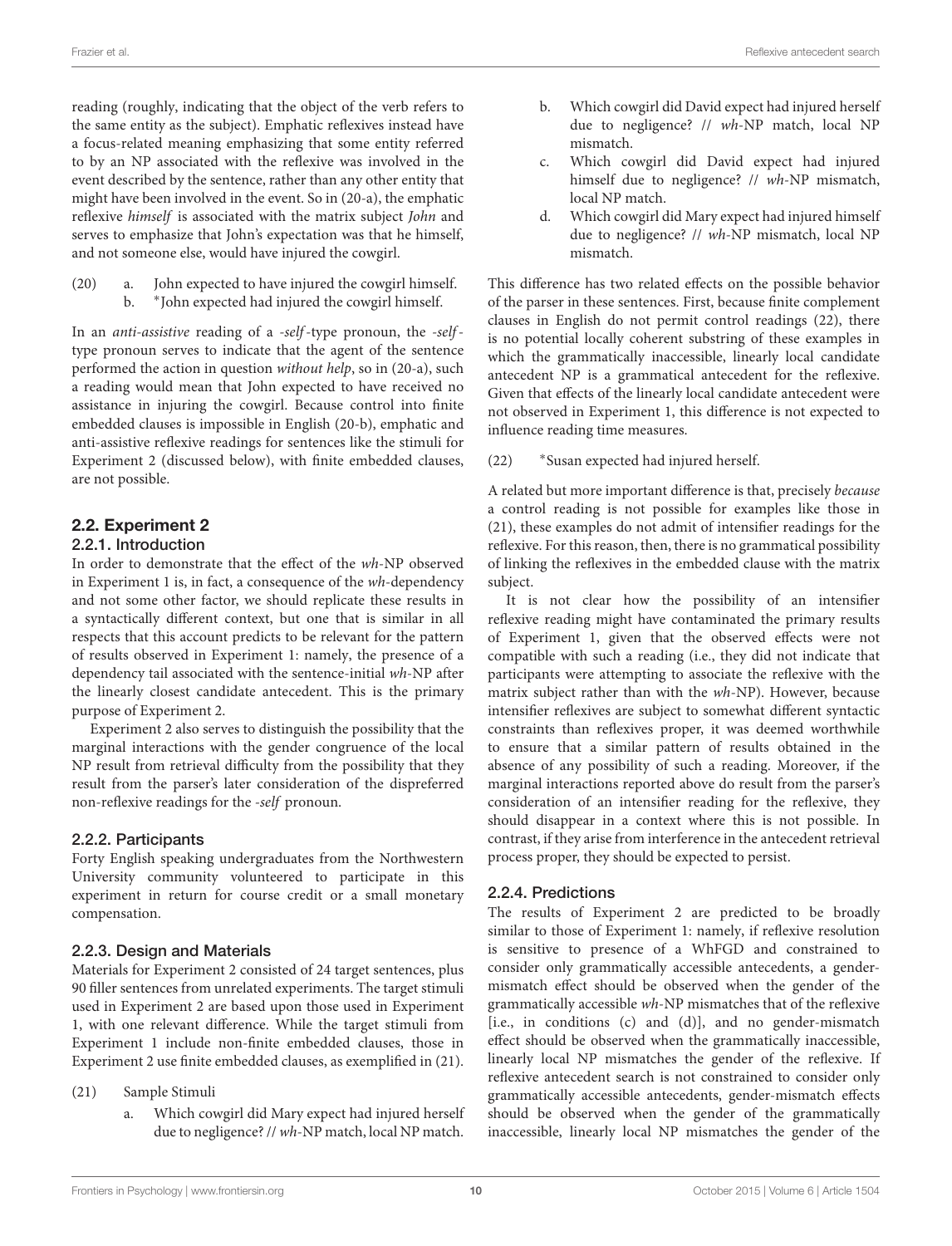reading (roughly, indicating that the object of the verb refers to the same entity as the subject). Emphatic reflexives instead have a focus-related meaning emphasizing that some entity referred to by an NP associated with the reflexive was involved in the event described by the sentence, rather than any other entity that might have been involved in the event. So in (20-a), the emphatic reflexive *himself* is associated with the matrix subject *John* and serves to emphasize that John's expectation was that he himself, and not someone else, would have injured the cowgirl.

(20) a. John expected to have injured the cowgirl himself.
b. *John expected had injured the cowgirl himself.

In an *anti-assistive* reading of a *-self*-type pronoun, the *-self*-type pronoun serves to indicate that the agent of the sentence performed the action in question *without help*, so in (20-a), such a reading would mean that John expected to have received no assistance in injuring the cowgirl. Because control into finite embedded clauses is impossible in English (20-b), emphatic and anti-assistive reflexive readings for sentences like the stimuli for Experiment 2 (discussed below), with finite embedded clauses, are not possible.

## 2.2. Experiment 2

### 2.2.1. Introduction

In order to demonstrate that the effect of the *wh*-NP observed in Experiment 1 is, in fact, a consequence of the *wh*-dependency and not some other factor, we should replicate these results in a syntactically different context, but one that is similar in all respects that this account predicts to be relevant for the pattern of results observed in Experiment 1: namely, the presence of a dependency tail associated with the sentence-initial *wh*-NP after the linearly closest candidate antecedent. This is the primary purpose of Experiment 2.

Experiment 2 also serves to distinguish the possibility that the marginal interactions with the gender congruence of the local NP result from retrieval difficulty from the possibility that they result from the parser's later consideration of the dispreferred non-reflexive readings for the *-self* pronoun.

### 2.2.2. Participants

Forty English speaking undergraduates from the Northwestern University community volunteered to participate in this experiment in return for course credit or a small monetary compensation.

### 2.2.3. Design and Materials

Materials for Experiment 2 consisted of 24 target sentences, plus 90 filler sentences from unrelated experiments. The target stimuli used in Experiment 2 are based upon those used in Experiment 1, with one relevant difference. While the target stimuli from Experiment 1 include non-finite embedded clauses, those in Experiment 2 use finite embedded clauses, as exemplified in (21).

(21) Sample Stimuli
a. Which cowgirl did Mary expect had injured herself due to negligence? // *wh*-NP match, local NP match.
b. Which cowgirl did David expect had injured herself due to negligence? // *wh*-NP match, local NP mismatch.
c. Which cowgirl did David expect had injured himself due to negligence? // *wh*-NP mismatch, local NP match.
d. Which cowgirl did Mary expect had injured himself due to negligence? // *wh*-NP mismatch, local NP mismatch.

This difference has two related effects on the possible behavior of the parser in these sentences. First, because finite complement clauses in English do not permit control readings (22), there is no potential locally coherent substring of these examples in which the grammatically inaccessible, linearly local candidate antecedent NP is a grammatical antecedent for the reflexive. Given that effects of the linearly local candidate antecedent were not observed in Experiment 1, this difference is not expected to influence reading time measures.

(22) *Susan expected had injured herself.

A related but more important difference is that, precisely *because* a control reading is not possible for examples like those in (21), these examples do not admit of intensifier readings for the reflexive. For this reason, then, there is no grammatical possibility of linking the reflexives in the embedded clause with the matrix subject.

It is not clear how the possibility of an intensifier reflexive reading might have contaminated the primary results of Experiment 1, given that the observed effects were not compatible with such a reading (i.e., they did not indicate that participants were attempting to associate the reflexive with the matrix subject rather than with the *wh*-NP). However, because intensifier reflexives are subject to somewhat different syntactic constraints than reflexives proper, it was deemed worthwhile to ensure that a similar pattern of results obtained in the absence of any possibility of such a reading. Moreover, if the marginal interactions reported above do result from the parser's consideration of an intensifier reading for the reflexive, they should disappear in a context where this is not possible. In contrast, if they arise from interference in the antecedent retrieval process proper, they should be expected to persist.

### 2.2.4. Predictions

The results of Experiment 2 are predicted to be broadly similar to those of Experiment 1: namely, if reflexive resolution is sensitive to presence of a WhFGD and constrained to consider only grammatically accessible antecedents, a gender-mismatch effect should be observed when the gender of the grammatically accessible *wh*-NP mismatches that of the reflexive [i.e., in conditions (c) and (d)], and no gender-mismatch effect should be observed when the grammatically inaccessible, linearly local NP mismatches the gender of the reflexive. If reflexive antecedent search is not constrained to consider only grammatically accessible antecedents, gender-mismatch effects should be observed when the gender of the grammatically inaccessible, linearly local NP mismatches the gender of the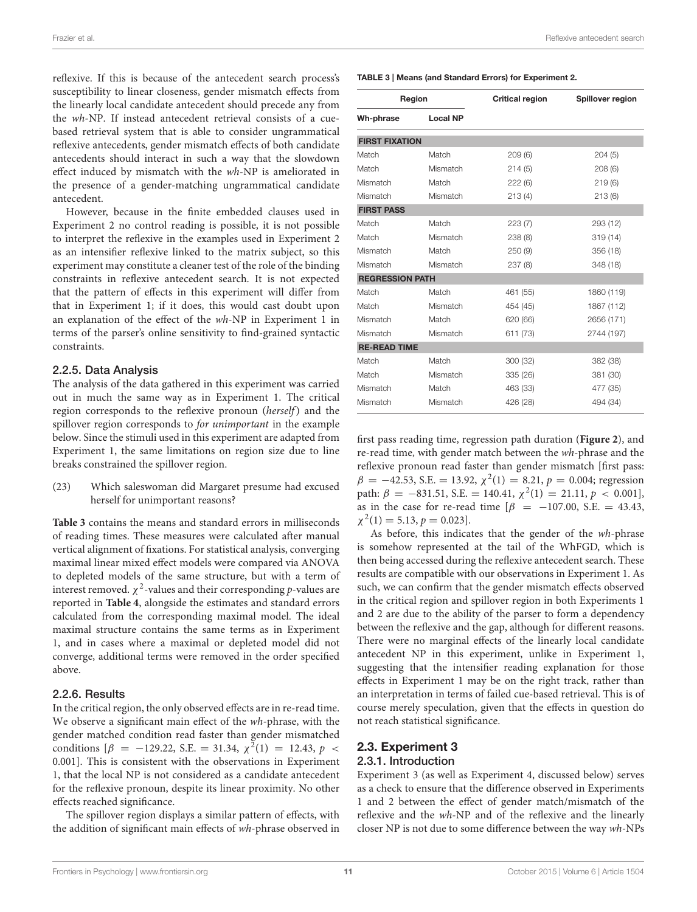reflexive. If this is because of the antecedent search process's susceptibility to linear closeness, gender mismatch effects from the linearly local candidate antecedent should precede any from the *wh*-NP. If instead antecedent retrieval consists of a cue-based retrieval system that is able to consider ungrammatical reflexive antecedents, gender mismatch effects of both candidate antecedents should interact in such a way that the slowdown effect induced by mismatch with the *wh*-NP is ameliorated in the presence of a gender-matching ungrammatical candidate antecedent.

However, because in the finite embedded clauses used in Experiment 2 no control reading is possible, it is not possible to interpret the reflexive in the examples used in Experiment 2 as an intensifier reflexive linked to the matrix subject, so this experiment may constitute a cleaner test of the role of the binding constraints in reflexive antecedent search. It is not expected that the pattern of effects in this experiment will differ from that in Experiment 1; if it does, this would cast doubt upon an explanation of the effect of the *wh*-NP in Experiment 1 in terms of the parser's online sensitivity to find-grained syntactic constraints.

### 2.2.5. Data Analysis

The analysis of the data gathered in this experiment was carried out in much the same way as in Experiment 1. The critical region corresponds to the reflexive pronoun (*herself*) and the spillover region corresponds to *for unimportant* in the example below. Since the stimuli used in this experiment are adapted from Experiment 1, the same limitations on region size due to line breaks constrained the spillover region.

(23) Which saleswoman did Margaret presume had excused herself for unimportant reasons?

**Table 3** contains the means and standard errors in milliseconds of reading times. These measures were calculated after manual vertical alignment of fixations. For statistical analysis, converging maximal linear mixed effect models were compared via ANOVA to depleted models of the same structure, but with a term of interest removed. $\chi^2$-values and their corresponding $p$-values are reported in **Table 4**, alongside the estimates and standard errors calculated from the corresponding maximal model. The ideal maximal structure contains the same terms as in Experiment 1, and in cases where a maximal or depleted model did not converge, additional terms were removed in the order specified above.

### 2.2.6. Results

In the critical region, the only observed effects are in re-read time. We observe a significant main effect of the *wh*-phrase, with the gender matched condition read faster than gender mismatched conditions [$\beta = -129.22$, S.E. $= 31.34$, $\chi^2(1) = 12.43$, $p < 0.001$]. This is consistent with the observations in Experiment 1, that the local NP is not considered as a candidate antecedent for the reflexive pronoun, despite its linear proximity. No other effects reached significance.

The spillover region displays a similar pattern of effects, with the addition of significant main effects of *wh*-phrase observed in first pass reading time, regression path duration (**Figure 2**), and re-read time, with gender match between the *wh*-phrase and the reflexive pronoun read faster than gender mismatch [first pass: $\beta = -42.53$, S.E. $= 13.92$, $\chi^2(1) = 8.21$, $p = 0.004$; regression path: $\beta = -831.51$, S.E. $= 140.41$, $\chi^2(1) = 21.11$, $p < 0.001$], as in the case for re-read time [$\beta = -107.00$, S.E. $= 43.43$, $\chi^2(1) = 5.13$, $p = 0.023$].

As before, this indicates that the gender of the *wh*-phrase is somehow represented at the tail of the WhFGD, which is then being accessed during the reflexive antecedent search. These results are compatible with our observations in Experiment 1. As such, we can confirm that the gender mismatch effects observed in the critical region and spillover region in both Experiments 1 and 2 are due to the ability of the parser to form a dependency between the reflexive and the gap, although for different reasons. There were no marginal effects of the linearly local candidate antecedent NP in this experiment, unlike in Experiment 1, suggesting that the intensifier reading explanation for those effects in Experiment 1 may be on the right track, rather than an interpretation in terms of failed cue-based retrieval. This is of course merely speculation, given that the effects in question do not reach statistical significance.

**TABLE 3 | Means (and Standard Errors) for Experiment 2.**

| Region | | Critical region | Spillover region |
|---|---|---|---|
| **Wh-phrase** | **Local NP** | | |
| **FIRST FIXATION** | | | |
| Match | Match | 209 (6) | 204 (5) |
| Match | Mismatch | 214 (5) | 208 (6) |
| Mismatch | Match | 222 (6) | 219 (6) |
| Mismatch | Mismatch | 213 (4) | 213 (6) |
| **FIRST PASS** | | | |
| Match | Match | 223 (7) | 293 (12) |
| Match | Mismatch | 238 (8) | 319 (14) |
| Mismatch | Match | 250 (9) | 356 (18) |
| Mismatch | Mismatch | 237 (8) | 348 (18) |
| **REGRESSION PATH** | | | |
| Match | Match | 461 (55) | 1860 (119) |
| Match | Mismatch | 454 (45) | 1867 (112) |
| Mismatch | Match | 620 (66) | 2656 (171) |
| Mismatch | Mismatch | 611 (73) | 2744 (197) |
| **RE-READ TIME** | | | |
| Match | Match | 300 (32) | 382 (38) |
| Match | Mismatch | 335 (26) | 381 (30) |
| Mismatch | Match | 463 (33) | 477 (35) |
| Mismatch | Mismatch | 426 (28) | 494 (34) |

## 2.3. Experiment 3

### 2.3.1. Introduction

Experiment 3 (as well as Experiment 4, discussed below) serves as a check to ensure that the difference observed in Experiments 1 and 2 between the effect of gender match/mismatch of the reflexive and the *wh*-NP and of the reflexive and the linearly closer NP is not due to some difference between the way *wh*-NPs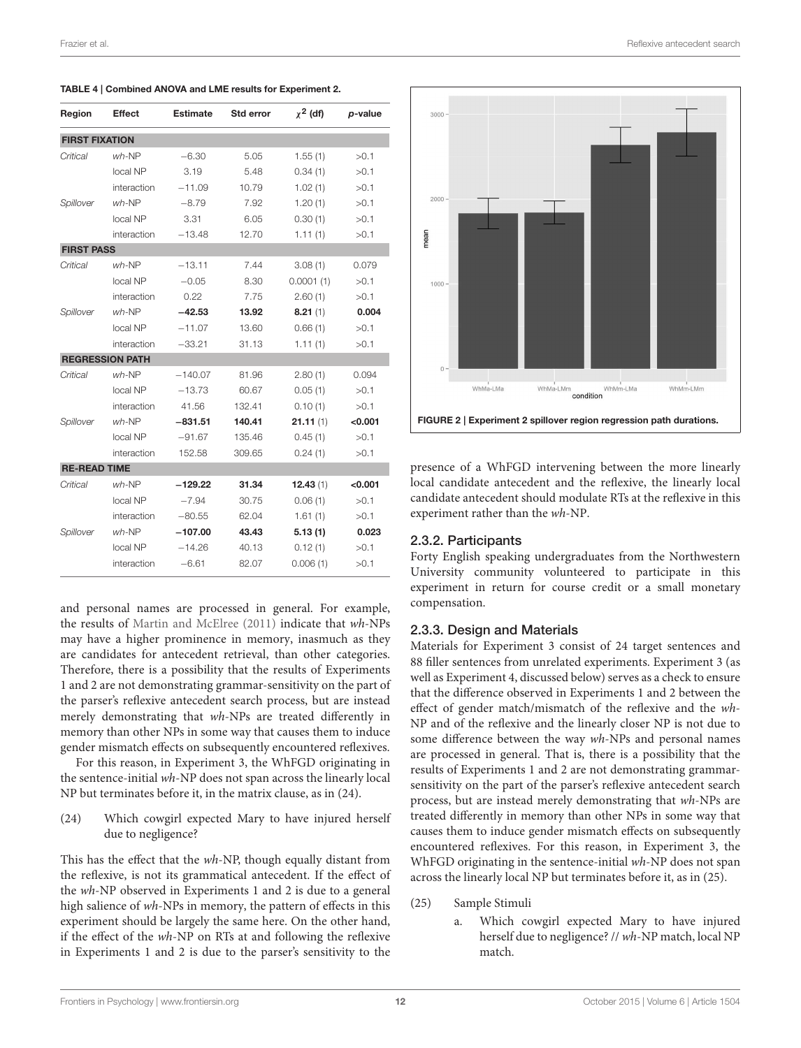**TABLE 4 | Combined ANOVA and LME results for Experiment 2.**

| Region | Effect | Estimate | Std error | $\chi^2$ (df) | *p*-value |
|---|---|---|---|---|---|
| **FIRST FIXATION** | | | | | |
| *Critical* | *wh*-NP | −6.30 | 5.05 | 1.55 (1) | >0.1 |
| | local NP | 3.19 | 5.48 | 0.34 (1) | >0.1 |
| | interaction | −11.09 | 10.79 | 1.02 (1) | >0.1 |
| *Spillover* | *wh*-NP | −8.79 | 7.92 | 1.20 (1) | >0.1 |
| | local NP | 3.31 | 6.05 | 0.30 (1) | >0.1 |
| | interaction | −13.48 | 12.70 | 1.11 (1) | >0.1 |
| **FIRST PASS** | | | | | |
| *Critical* | *wh*-NP | −13.11 | 7.44 | 3.08 (1) | 0.079 |
| | local NP | −0.05 | 8.30 | 0.0001 (1) | >0.1 |
| | interaction | 0.22 | 7.75 | 2.60 (1) | >0.1 |
| *Spillover* | *wh*-NP | **−42.53** | **13.92** | **8.21** (1) | **0.004** |
| | local NP | −11.07 | 13.60 | 0.66 (1) | >0.1 |
| | interaction | −33.21 | 31.13 | 1.11 (1) | >0.1 |
| **REGRESSION PATH** | | | | | |
| *Critical* | *wh*-NP | −140.07 | 81.96 | 2.80 (1) | 0.094 |
| | local NP | −13.73 | 60.67 | 0.05 (1) | >0.1 |
| | interaction | 41.56 | 132.41 | 0.10 (1) | >0.1 |
| *Spillover* | *wh*-NP | **−831.51** | **140.41** | **21.11** (1) | **<0.001** |
| | local NP | −91.67 | 135.46 | 0.45 (1) | >0.1 |
| | interaction | 152.58 | 309.65 | 0.24 (1) | >0.1 |
| **RE-READ TIME** | | | | | |
| *Critical* | *wh*-NP | **−129.22** | **31.34** | **12.43** (1) | **<0.001** |
| | local NP | −7.94 | 30.75 | 0.06 (1) | >0.1 |
| | interaction | −80.55 | 62.04 | 1.61 (1) | >0.1 |
| *Spillover* | *wh*-NP | **−107.00** | **43.43** | **5.13 (1)** | **0.023** |
| | local NP | −14.26 | 40.13 | 0.12 (1) | >0.1 |
| | interaction | −6.61 | 82.07 | 0.006 (1) | >0.1 |

and personal names are processed in general. For example, the results of Martin and McElree (2011) indicate that *wh*-NPs may have a higher prominence in memory, inasmuch as they are candidates for antecedent retrieval, than other categories. Therefore, there is a possibility that the results of Experiments 1 and 2 are not demonstrating grammar-sensitivity on the part of the parser's reflexive antecedent search process, but are instead merely demonstrating that *wh*-NPs are treated differently in memory than other NPs in some way that causes them to induce gender mismatch effects on subsequently encountered reflexives.

For this reason, in Experiment 3, the WhFGD originating in the sentence-initial *wh*-NP does not span across the linearly local NP but terminates before it, in the matrix clause, as in (24).

(24) Which cowgirl expected Mary to have injured herself due to negligence?

This has the effect that the *wh*-NP, though equally distant from the reflexive, is not its grammatical antecedent. If the effect of the *wh*-NP observed in Experiments 1 and 2 is due to a general high salience of *wh*-NPs in memory, the pattern of effects in this experiment should be largely the same here. On the other hand, if the effect of the *wh*-NP on RTs at and following the reflexive in Experiments 1 and 2 is due to the parser's sensitivity to the presence of a WhFGD intervening between the more linearly local candidate antecedent and the reflexive, the linearly local candidate antecedent should modulate RTs at the reflexive in this experiment rather than the *wh*-NP.

**FIGURE 2 | Experiment 2 spillover region regression path durations.**

### 2.3.2. Participants

Forty English speaking undergraduates from the Northwestern University community volunteered to participate in this experiment in return for course credit or a small monetary compensation.

### 2.3.3. Design and Materials

Materials for Experiment 3 consist of 24 target sentences and 88 filler sentences from unrelated experiments. Experiment 3 (as well as Experiment 4, discussed below) serves as a check to ensure that the difference observed in Experiments 1 and 2 between the effect of gender match/mismatch of the reflexive and the *wh*-NP and of the reflexive and the linearly closer NP is not due to some difference between the way *wh*-NPs and personal names are processed in general. That is, there is a possibility that the results of Experiments 1 and 2 are not demonstrating grammar-sensitivity on the part of the parser's reflexive antecedent search process, but are instead merely demonstrating that *wh*-NPs are treated differently in memory than other NPs in some way that causes them to induce gender mismatch effects on subsequently encountered reflexives. For this reason, in Experiment 3, the WhFGD originating in the sentence-initial *wh*-NP does not span across the linearly local NP but terminates before it, in the matrix clause, as in (25).

(25) Sample Stimuli

a. Which cowgirl expected Mary to have injured herself due to negligence? // *wh*-NP match, local NP match.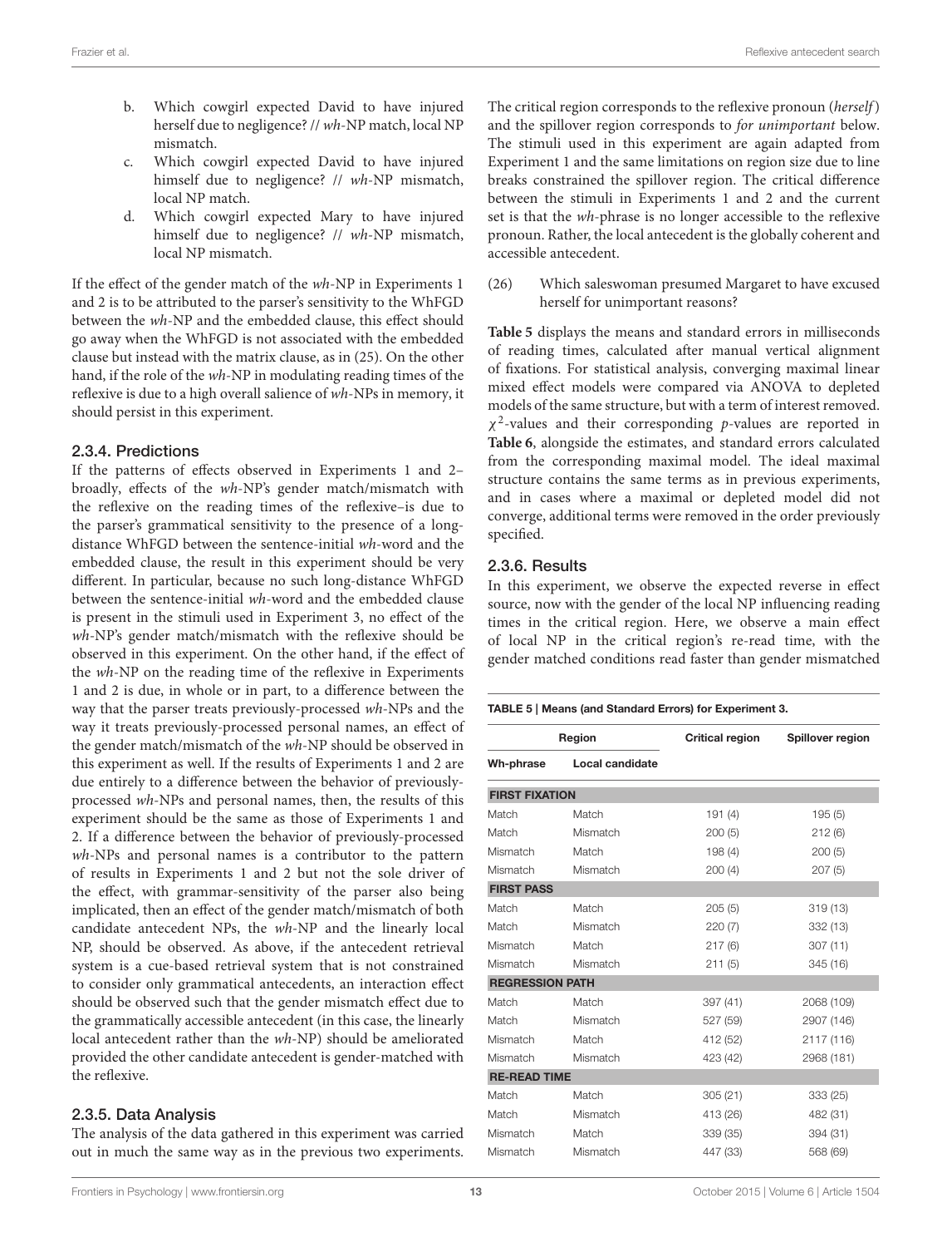b. Which cowgirl expected David to have injured herself due to negligence? // *wh*-NP match, local NP mismatch.
c. Which cowgirl expected David to have injured himself due to negligence? // *wh*-NP mismatch, local NP match.
d. Which cowgirl expected Mary to have injured himself due to negligence? // *wh*-NP mismatch, local NP mismatch.

If the effect of the gender match of the *wh*-NP in Experiments 1 and 2 is to be attributed to the parser's sensitivity to the WhFGD between the *wh*-NP and the embedded clause, this effect should go away when the WhFGD is not associated with the embedded clause but instead with the matrix clause, as in (25). On the other hand, if the role of the *wh*-NP in modulating reading times of the reflexive is due to a high overall salience of *wh*-NPs in memory, it should persist in this experiment.

### 2.3.4. Predictions

If the patterns of effects observed in Experiments 1 and 2–broadly, effects of the *wh*-NP's gender match/mismatch with the reflexive on the reading times of the reflexive–is due to the parser's grammatical sensitivity to the presence of a long-distance WhFGD between the sentence-initial *wh*-word and the embedded clause, the result in this experiment should be very different. In particular, because no such long-distance WhFGD between the sentence-initial *wh*-word and the embedded clause is present in the stimuli used in Experiment 3, no effect of the *wh*-NP's gender match/mismatch with the reflexive should be observed in this experiment. On the other hand, if the effect of the *wh*-NP on the reading time of the reflexive in Experiments 1 and 2 is due, in whole or in part, to a difference between the way that the parser treats previously-processed *wh*-NPs and the way it treats previously-processed personal names, an effect of the gender match/mismatch of the *wh*-NP should be observed in this experiment as well. If the results of Experiments 1 and 2 are due entirely to a difference between the behavior of previously-processed *wh*-NPs and personal names, then, the results of this experiment should be the same as those of Experiments 1 and 2. If a difference between the behavior of previously-processed *wh*-NPs and personal names is a contributor to the pattern of results in Experiments 1 and 2 but not the sole driver of the effect, with grammar-sensitivity of the parser also being implicated, then an effect of the gender match/mismatch of both candidate antecedent NPs, the *wh*-NP and the linearly local NP, should be observed. As above, if the antecedent retrieval system is a cue-based retrieval system that is not constrained to consider only grammatical antecedents, an interaction effect should be observed such that the gender mismatch effect due to the grammatically accessible antecedent (in this case, the linearly local antecedent rather than the *wh*-NP) should be ameliorated provided the other candidate antecedent is gender-matched with the reflexive.

### 2.3.5. Data Analysis

The analysis of the data gathered in this experiment was carried out in much the same way as in the previous two experiments. The critical region corresponds to the reflexive pronoun (*herself*) and the spillover region corresponds to *for unimportant* below. The stimuli used in this experiment are again adapted from Experiment 1 and the same limitations on region size due to line breaks constrained the spillover region. The critical difference between the stimuli in Experiments 1 and 2 and the current set is that the *wh*-phrase is no longer accessible to the reflexive pronoun. Rather, the local antecedent is the globally coherent and accessible antecedent.

(26) Which saleswoman presumed Margaret to have excused herself for unimportant reasons?

**Table 5** displays the means and standard errors in milliseconds of reading times, calculated after manual vertical alignment of fixations. For statistical analysis, converging maximal linear mixed effect models were compared via ANOVA to depleted models of the same structure, but with a term of interest removed. $\chi^2$-values and their corresponding $p$-values are reported in **Table 6**, alongside the estimates, and standard errors calculated from the corresponding maximal model. The ideal maximal structure contains the same terms as in previous experiments, and in cases where a maximal or depleted model did not converge, additional terms were removed in the order previously specified.

### 2.3.6. Results

In this experiment, we observe the expected reverse in effect source, now with the gender of the local NP influencing reading times in the critical region. Here, we observe a main effect of local NP in the critical region's re-read time, with the gender matched conditions read faster than gender mismatched

**TABLE 5 | Means (and Standard Errors) for Experiment 3.**

| Region | | Critical region | Spillover region |
|---|---|---|---|
| **Wh-phrase** | **Local candidate** | | |
| **FIRST FIXATION** | | | |
| Match | Match | 191 (4) | 195 (5) |
| Match | Mismatch | 200 (5) | 212 (6) |
| Mismatch | Match | 198 (4) | 200 (5) |
| Mismatch | Mismatch | 200 (4) | 207 (5) |
| **FIRST PASS** | | | |
| Match | Match | 205 (5) | 319 (13) |
| Match | Mismatch | 220 (7) | 332 (13) |
| Mismatch | Match | 217 (6) | 307 (11) |
| Mismatch | Mismatch | 211 (5) | 345 (16) |
| **REGRESSION PATH** | | | |
| Match | Match | 397 (41) | 2068 (109) |
| Match | Mismatch | 527 (59) | 2907 (146) |
| Mismatch | Match | 412 (52) | 2117 (116) |
| Mismatch | Mismatch | 423 (42) | 2968 (181) |
| **RE-READ TIME** | | | |
| Match | Match | 305 (21) | 333 (25) |
| Match | Mismatch | 413 (26) | 482 (31) |
| Mismatch | Match | 339 (35) | 394 (31) |
| Mismatch | Mismatch | 447 (33) | 568 (69) |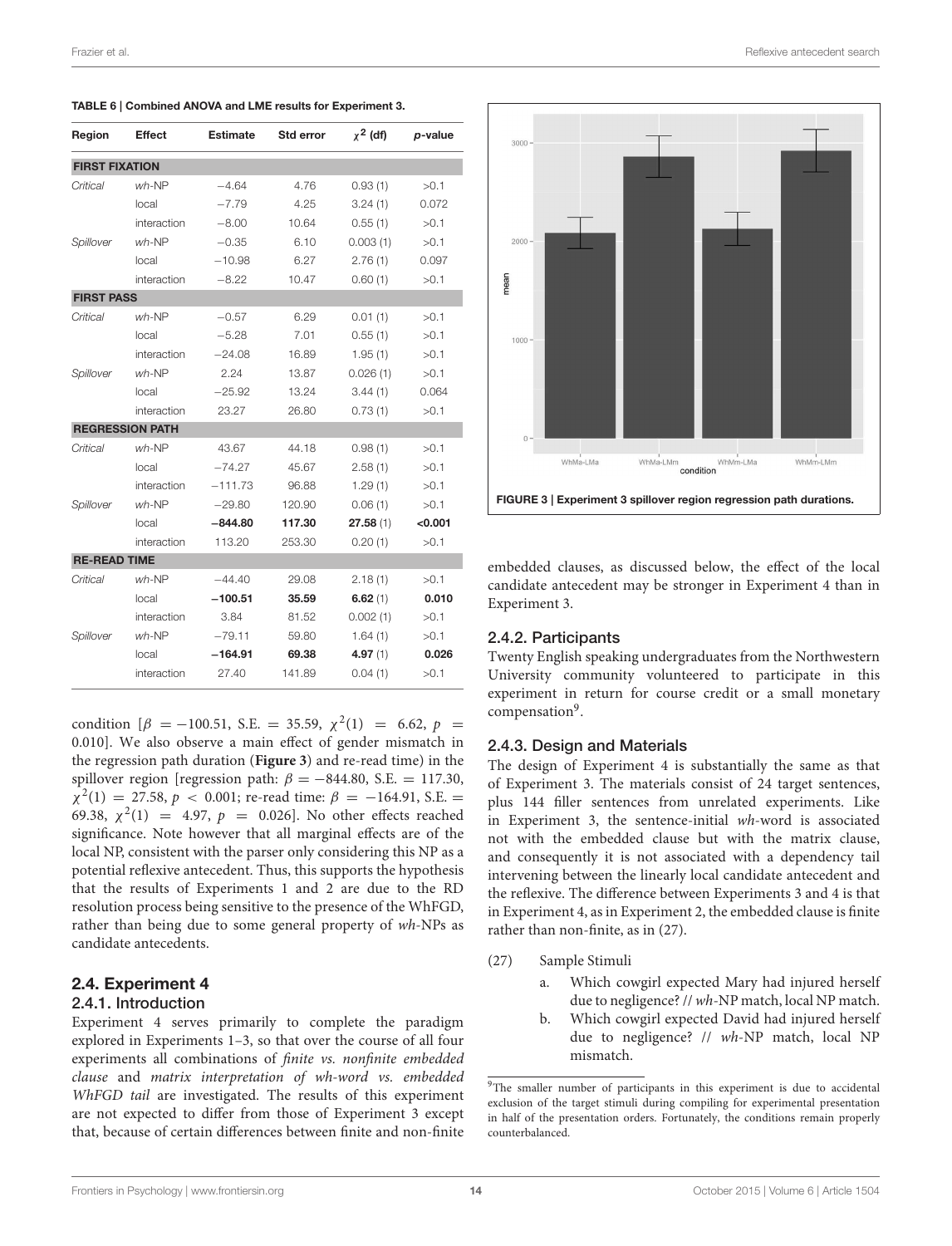**TABLE 6 | Combined ANOVA and LME results for Experiment 3.**

| Region | Effect | Estimate | Std error | $\chi^2$ (df) | p-value |
|---|---|---|---|---|---|
| **FIRST FIXATION** | | | | | |
| *Critical* | *wh*-NP | −4.64 | 4.76 | 0.93 (1) | >0.1 |
| | local | −7.79 | 4.25 | 3.24 (1) | 0.072 |
| | interaction | −8.00 | 10.64 | 0.55 (1) | >0.1 |
| *Spillover* | *wh*-NP | −0.35 | 6.10 | 0.003 (1) | >0.1 |
| | local | −10.98 | 6.27 | 2.76 (1) | 0.097 |
| | interaction | −8.22 | 10.47 | 0.60 (1) | >0.1 |
| **FIRST PASS** | | | | | |
| *Critical* | *wh*-NP | −0.57 | 6.29 | 0.01 (1) | >0.1 |
| | local | −5.28 | 7.01 | 0.55 (1) | >0.1 |
| | interaction | −24.08 | 16.89 | 1.95 (1) | >0.1 |
| *Spillover* | *wh*-NP | 2.24 | 13.87 | 0.026 (1) | >0.1 |
| | local | −25.92 | 13.24 | 3.44 (1) | 0.064 |
| | interaction | 23.27 | 26.80 | 0.73 (1) | >0.1 |
| **REGRESSION PATH** | | | | | |
| *Critical* | *wh*-NP | 43.67 | 44.18 | 0.98 (1) | >0.1 |
| | local | −74.27 | 45.67 | 2.58 (1) | >0.1 |
| | interaction | −111.73 | 96.88 | 1.29 (1) | >0.1 |
| *Spillover* | *wh*-NP | −29.80 | 120.90 | 0.06 (1) | >0.1 |
| | local | **−844.80** | **117.30** | **27.58** (1) | **<0.001** |
| | interaction | 113.20 | 253.30 | 0.20 (1) | >0.1 |
| **RE-READ TIME** | | | | | |
| *Critical* | *wh*-NP | −44.40 | 29.08 | 2.18 (1) | >0.1 |
| | local | **−100.51** | **35.59** | **6.62** (1) | **0.010** |
| | interaction | 3.84 | 81.52 | 0.002 (1) | >0.1 |
| *Spillover* | *wh*-NP | −79.11 | 59.80 | 1.64 (1) | >0.1 |
| | local | **−164.91** | **69.38** | **4.97** (1) | **0.026** |
| | interaction | 27.40 | 141.89 | 0.04 (1) | >0.1 |

condition [$\beta = -100.51$, S.E. $= 35.59$, $\chi^2(1) = 6.62$, $p = 0.010$]. We also observe a main effect of gender mismatch in the regression path duration (**Figure 3**) and re-read time) in the spillover region [regression path: $\beta = -844.80$, S.E. $= 117.30$, $\chi^2(1) = 27.58$, $p < 0.001$; re-read time: $\beta = -164.91$, S.E. $= 69.38$, $\chi^2(1) = 4.97$, $p = 0.026$]. No other effects reached significance. Note however that all marginal effects are of the local NP, consistent with the parser only considering this NP as a potential reflexive antecedent. Thus, this supports the hypothesis that the results of Experiments 1 and 2 are due to the RD resolution process being sensitive to the presence of the WhFGD, rather than being due to some general property of *wh*-NPs as candidate antecedents.

**FIGURE 3 | Experiment 3 spillover region regression path durations.**

## 2.4. Experiment 4

### 2.4.1. Introduction

Experiment 4 serves primarily to complete the paradigm explored in Experiments 1–3, so that over the course of all four experiments all combinations of *finite vs. nonfinite embedded clause* and *matrix interpretation of wh-word vs. embedded WhFGD tail* are investigated. The results of this experiment are not expected to differ from those of Experiment 3 except that, because of certain differences between finite and non-finite embedded clauses, as discussed below, the effect of the local candidate antecedent may be stronger in Experiment 4 than in Experiment 3.

### 2.4.2. Participants

Twenty English speaking undergraduates from the Northwestern University community volunteered to participate in this experiment in return for course credit or a small monetary compensation[9].

### 2.4.3. Design and Materials

The design of Experiment 4 is substantially the same as that of Experiment 3. The materials consist of 24 target sentences, plus 144 filler sentences from unrelated experiments. Like in Experiment 3, the sentence-initial *wh*-word is associated not with the embedded clause but with the matrix clause, and consequently it is not associated with a dependency tail intervening between the linearly local candidate antecedent and the reflexive. The difference between Experiments 3 and 4 is that in Experiment 4, as in Experiment 2, the embedded clause is finite rather than non-finite, as in (27).

(27) Sample Stimuli

- a. Which cowgirl expected Mary had injured herself due to negligence? // *wh*-NP match, local NP match.
- b. Which cowgirl expected David had injured herself due to negligence? // *wh*-NP match, local NP mismatch.

[9]The smaller number of participants in this experiment is due to accidental exclusion of the target stimuli during compiling for experimental presentation in half of the presentation orders. Fortunately, the conditions remain properly counterbalanced.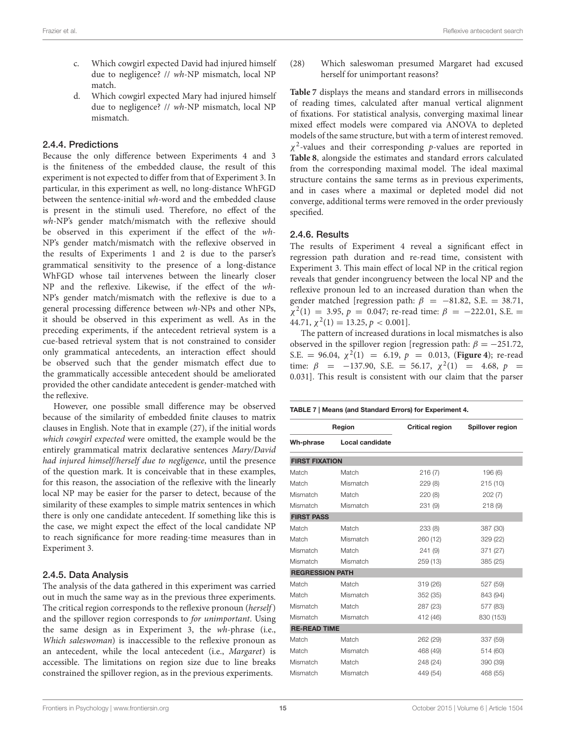c. Which cowgirl expected David had injured himself due to negligence? // *wh*-NP mismatch, local NP match.

d. Which cowgirl expected Mary had injured himself due to negligence? // *wh*-NP mismatch, local NP mismatch.

### 2.4.4. Predictions

Because the only difference between Experiments 4 and 3 is the finiteness of the embedded clause, the result of this experiment is not expected to differ from that of Experiment 3. In particular, in this experiment as well, no long-distance WhFGD between the sentence-initial *wh*-word and the embedded clause is present in the stimuli used. Therefore, no effect of the *wh*-NP's gender match/mismatch with the reflexive should be observed in this experiment if the effect of the *wh*-NP's gender match/mismatch with the reflexive observed in the results of Experiments 1 and 2 is due to the parser's grammatical sensitivity to the presence of a long-distance WhFGD whose tail intervenes between the linearly closer NP and the reflexive. Likewise, if the effect of the *wh*-NP's gender match/mismatch with the reflexive is due to a general processing difference between *wh*-NPs and other NPs, it should be observed in this experiment as well. As in the preceding experiments, if the antecedent retrieval system is a cue-based retrieval system that is not constrained to consider only grammatical antecedents, an interaction effect should be observed such that the gender mismatch effect due to the grammatically accessible antecedent should be ameliorated provided the other candidate antecedent is gender-matched with the reflexive.

However, one possible small difference may be observed because of the similarity of embedded finite clauses to matrix clauses in English. Note that in example (27), if the initial words *which cowgirl expected* were omitted, the example would be the entirely grammatical matrix declarative sentences *Mary/David had injured himself/herself due to negligence*, until the presence of the question mark. It is conceivable that in these examples, for this reason, the association of the reflexive with the linearly local NP may be easier for the parser to detect, because of the similarity of these examples to simple matrix sentences in which there is only one candidate antecedent. If something like this is the case, we might expect the effect of the local candidate NP to reach significance for more reading-time measures than in Experiment 3.

### 2.4.5. Data Analysis

The analysis of the data gathered in this experiment was carried out in much the same way as in the previous three experiments. The critical region corresponds to the reflexive pronoun (*herself*) and the spillover region corresponds to *for unimportant*. Using the same design as in Experiment 3, the *wh*-phrase (i.e., *Which saleswoman*) is inaccessible to the reflexive pronoun as an antecedent, while the local antecedent (i.e., *Margaret*) is accessible. The limitations on region size due to line breaks constrained the spillover region, as in the previous experiments.

(28) Which saleswoman presumed Margaret had excused herself for unimportant reasons?

**Table 7** displays the means and standard errors in milliseconds of reading times, calculated after manual vertical alignment of fixations. For statistical analysis, converging maximal linear mixed effect models were compared via ANOVA to depleted models of the same structure, but with a term of interest removed. $\chi^2$-values and their corresponding *p*-values are reported in **Table 8**, alongside the estimates and standard errors calculated from the corresponding maximal model. The ideal maximal structure contains the same terms as in previous experiments, and in cases where a maximal or depleted model did not converge, additional terms were removed in the order previously specified.

### 2.4.6. Results

The results of Experiment 4 reveal a significant effect in regression path duration and re-read time, consistent with Experiment 3. This main effect of local NP in the critical region reveals that gender incongruency between the local NP and the reflexive pronoun led to an increased duration than when the gender matched [regression path: $\beta = -81.82$, S.E. $= 38.71$, $\chi^2(1) = 3.95$, $p = 0.047$; re-read time: $\beta = -222.01$, S.E. $= 44.71$, $\chi^2(1) = 13.25$, $p < 0.001$].

The pattern of increased durations in local mismatches is also observed in the spillover region [regression path: $\beta = -251.72$, S.E. $= 96.04$, $\chi^2(1) = 6.19$, $p = 0.013$, (**Figure 4**); re-read time: $\beta = -137.90$, S.E. $= 56.17$, $\chi^2(1) = 4.68$, $p = 0.031$]. This result is consistent with our claim that the parser

**TABLE 7 | Means (and Standard Errors) for Experiment 4.**

| Region | | Critical region | Spillover region |
|---|---|---|---|
| **Wh-phrase** | **Local candidate** | | |
| **FIRST FIXATION** | | | |
| Match | Match | 216 (7) | 196 (6) |
| Match | Mismatch | 229 (8) | 215 (10) |
| Mismatch | Match | 220 (8) | 202 (7) |
| Mismatch | Mismatch | 231 (9) | 218 (9) |
| **FIRST PASS** | | | |
| Match | Match | 233 (8) | 387 (30) |
| Match | Mismatch | 260 (12) | 329 (22) |
| Mismatch | Match | 241 (9) | 371 (27) |
| Mismatch | Mismatch | 259 (13) | 385 (25) |
| **REGRESSION PATH** | | | |
| Match | Match | 319 (26) | 527 (59) |
| Match | Mismatch | 352 (35) | 843 (94) |
| Mismatch | Match | 287 (23) | 577 (83) |
| Mismatch | Mismatch | 412 (46) | 830 (153) |
| **RE-READ TIME** | | | |
| Match | Match | 262 (29) | 337 (59) |
| Match | Mismatch | 468 (49) | 514 (60) |
| Mismatch | Match | 248 (24) | 390 (39) |
| Mismatch | Mismatch | 449 (54) | 468 (55) |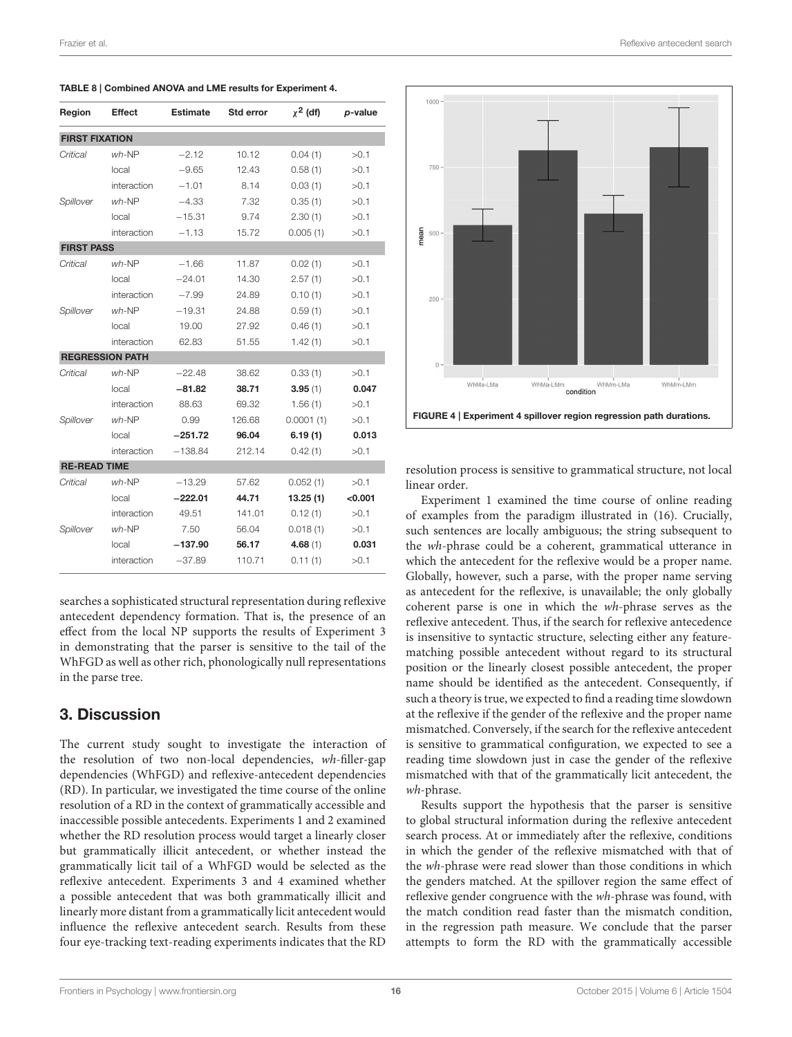**TABLE 8 | Combined ANOVA and LME results for Experiment 4.**

| Region | Effect | Estimate | Std error | $\chi^2$ (df) | p-value |
|---|---|---|---|---|---|
| **FIRST FIXATION** | | | | | |
| *Critical* | *wh*-NP | −2.12 | 10.12 | 0.04 (1) | >0.1 |
| | local | −9.65 | 12.43 | 0.58 (1) | >0.1 |
| | interaction | −1.01 | 8.14 | 0.03 (1) | >0.1 |
| *Spillover* | *wh*-NP | −4.33 | 7.32 | 0.35 (1) | >0.1 |
| | local | −15.31 | 9.74 | 2.30 (1) | >0.1 |
| | interaction | −1.13 | 15.72 | 0.005 (1) | >0.1 |
| **FIRST PASS** | | | | | |
| *Critical* | *wh*-NP | −1.66 | 11.87 | 0.02 (1) | >0.1 |
| | local | −24.01 | 14.30 | 2.57 (1) | >0.1 |
| | interaction | −7.99 | 24.89 | 0.10 (1) | >0.1 |
| *Spillover* | *wh*-NP | −19.31 | 24.88 | 0.59 (1) | >0.1 |
| | local | 19.00 | 27.92 | 0.46 (1) | >0.1 |
| | interaction | 62.83 | 51.55 | 1.42 (1) | >0.1 |
| **REGRESSION PATH** | | | | | |
| *Critical* | *wh*-NP | −22.48 | 38.62 | 0.33 (1) | >0.1 |
| | local | **−81.82** | **38.71** | **3.95** (1) | **0.047** |
| | interaction | 88.63 | 69.32 | 1.56 (1) | >0.1 |
| *Spillover* | *wh*-NP | 0.99 | 126.68 | 0.0001 (1) | >0.1 |
| | local | **−251.72** | **96.04** | **6.19 (1)** | **0.013** |
| | interaction | −138.84 | 212.14 | 0.42 (1) | >0.1 |
| **RE-READ TIME** | | | | | |
| *Critical* | *wh*-NP | −13.29 | 57.62 | 0.052 (1) | >0.1 |
| | local | **−222.01** | **44.71** | **13.25 (1)** | **<0.001** |
| | interaction | 49.51 | 141.01 | 0.12 (1) | >0.1 |
| *Spillover* | *wh*-NP | 7.50 | 56.04 | 0.018 (1) | >0.1 |
| | local | **−137.90** | **56.17** | **4.68** (1) | **0.031** |
| | interaction | −37.89 | 110.71 | 0.11 (1) | >0.1 |

searches a sophisticated structural representation during reflexive antecedent dependency formation. That is, the presence of an effect from the local NP supports the results of Experiment 3 in demonstrating that the parser is sensitive to the tail of the WhFGD as well as other rich, phonologically null representations in the parse tree.

## 3. Discussion

The current study sought to investigate the interaction of the resolution of two non-local dependencies, *wh*-filler-gap dependencies (WhFGD) and reflexive-antecedent dependencies (RD). In particular, we investigated the time course of the online resolution of a RD in the context of grammatically accessible and inaccessible possible antecedents. Experiments 1 and 2 examined whether the RD resolution process would target a linearly closer but grammatically illicit antecedent, or whether instead the grammatically licit tail of a WhFGD would be selected as the reflexive antecedent. Experiments 3 and 4 examined whether a possible antecedent that was both grammatically illicit and linearly more distant from a grammatically licit antecedent would influence the reflexive antecedent search. Results from these four eye-tracking text-reading experiments indicates that the RD resolution process is sensitive to grammatical structure, not local linear order.

Experiment 1 examined the time course of online reading of examples from the paradigm illustrated in (16). Crucially, such sentences are locally ambiguous; the string subsequent to the *wh*-phrase could be a coherent, grammatical utterance in which the antecedent for the reflexive would be a proper name. Globally, however, such a parse, with the proper name serving as antecedent for the reflexive, is unavailable; the only globally coherent parse is one in which the *wh*-phrase serves as the reflexive antecedent. Thus, if the search for reflexive antecedence is insensitive to syntactic structure, selecting either any feature-matching possible antecedent without regard to its structural position or the linearly closest possible antecedent, the proper name should be identified as the antecedent. Consequently, if such a theory is true, we expected to find a reading time slowdown at the reflexive if the gender of the reflexive and the proper name mismatched. Conversely, if the search for the reflexive antecedent is sensitive to grammatical configuration, we expected to see a reading time slowdown just in case the gender of the reflexive mismatched with that of the grammatically licit antecedent, the *wh*-phrase.

Results support the hypothesis that the parser is sensitive to global structural information during the reflexive antecedent search process. At or immediately after the reflexive, conditions in which the gender of the reflexive mismatched with that of the *wh*-phrase were read slower than those conditions in which the genders matched. At the spillover region the same effect of reflexive gender congruence with the *wh*-phrase was found, with the match condition read faster than the mismatch condition, in the regression path measure. We conclude that the parser attempts to form the RD with the grammatically accessible

**FIGURE 4 | Experiment 4 spillover region regression path durations.**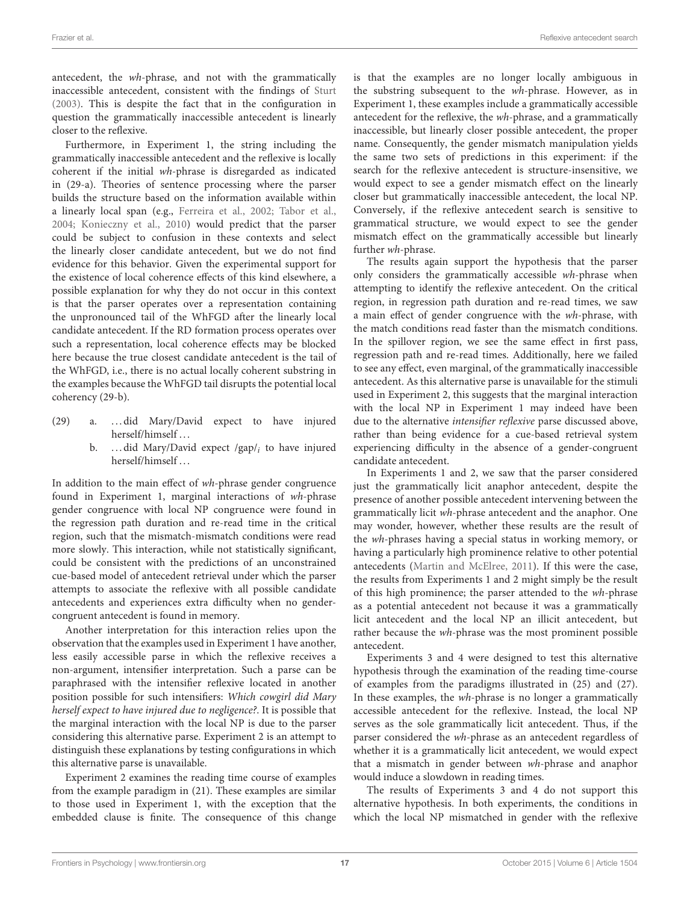antecedent, the *wh*-phrase, and not with the grammatically inaccessible antecedent, consistent with the findings of Sturt (2003). This is despite the fact that in the configuration in question the grammatically inaccessible antecedent is linearly closer to the reflexive.

Furthermore, in Experiment 1, the string including the grammatically inaccessible antecedent and the reflexive is locally coherent if the initial *wh*-phrase is disregarded as indicated in (29-a). Theories of sentence processing where the parser builds the structure based on the information available within a linearly local span (e.g., Ferreira et al., 2002; Tabor et al., 2004; Konieczny et al., 2010) would predict that the parser could be subject to confusion in these contexts and select the linearly closer candidate antecedent, but we do not find evidence for this behavior. Given the experimental support for the existence of local coherence effects of this kind elsewhere, a possible explanation for why they do not occur in this context is that the parser operates over a representation containing the unpronounced tail of the WhFGD after the linearly local candidate antecedent. If the RD formation process operates over such a representation, local coherence effects may be blocked here because the true closest candidate antecedent is the tail of the WhFGD, i.e., there is no actual locally coherent substring in the examples because the WhFGD tail disrupts the potential local coherency (29-b).

(29) a. …did Mary/David expect to have injured herself/himself…
b. …did Mary/David expect /gap/$_i$ to have injured herself/himself…

In addition to the main effect of *wh*-phrase gender congruence found in Experiment 1, marginal interactions of *wh*-phrase gender congruence with local NP congruence were found in the regression path duration and re-read time in the critical region, such that the mismatch-mismatch conditions were read more slowly. This interaction, while not statistically significant, could be consistent with the predictions of an unconstrained cue-based model of antecedent retrieval under which the parser attempts to associate the reflexive with all possible candidate antecedents and experiences extra difficulty when no gender-congruent antecedent is found in memory.

Another interpretation for this interaction relies upon the observation that the examples used in Experiment 1 have another, less easily accessible parse in which the reflexive receives a non-argument, intensifier interpretation. Such a parse can be paraphrased with the intensifier reflexive located in another position possible for such intensifiers: *Which cowgirl did Mary herself expect to have injured due to negligence?*. It is possible that the marginal interaction with the local NP is due to the parser considering this alternative parse. Experiment 2 is an attempt to distinguish these explanations by testing configurations in which this alternative parse is unavailable.

Experiment 2 examines the reading time course of examples from the example paradigm in (21). These examples are similar to those used in Experiment 1, with the exception that the embedded clause is finite. The consequence of this change is that the examples are no longer locally ambiguous in the substring subsequent to the *wh*-phrase. However, as in Experiment 1, these examples include a grammatically accessible antecedent for the reflexive, the *wh*-phrase, and a grammatically inaccessible, but linearly closer possible antecedent, the proper name. Consequently, the gender mismatch manipulation yields the same two sets of predictions in this experiment: if the search for the reflexive antecedent is structure-insensitive, we would expect to see a gender mismatch effect on the linearly closer but grammatically inaccessible antecedent, the local NP. Conversely, if the reflexive antecedent search is sensitive to grammatical structure, we would expect to see the gender mismatch effect on the grammatically accessible but linearly further *wh*-phrase.

The results again support the hypothesis that the parser only considers the grammatically accessible *wh*-phrase when attempting to identify the reflexive antecedent. On the critical region, in regression path duration and re-read times, we saw a main effect of gender congruence with the *wh*-phrase, with the match conditions read faster than the mismatch conditions. In the spillover region, we see the same effect in first pass, regression path and re-read times. Additionally, here we failed to see any effect, even marginal, of the grammatically inaccessible antecedent. As this alternative parse is unavailable for the stimuli used in Experiment 2, this suggests that the marginal interaction with the local NP in Experiment 1 may indeed have been due to the alternative *intensifier reflexive* parse discussed above, rather than being evidence for a cue-based retrieval system experiencing difficulty in the absence of a gender-congruent candidate antecedent.

In Experiments 1 and 2, we saw that the parser considered just the grammatically licit anaphor antecedent, despite the presence of another possible antecedent intervening between the grammatically licit *wh*-phrase antecedent and the anaphor. One may wonder, however, whether these results are the result of the *wh*-phrases having a special status in working memory, or having a particularly high prominence relative to other potential antecedents (Martin and McElree, 2011). If this were the case, the results from Experiments 1 and 2 might simply be the result of this high prominence; the parser attended to the *wh*-phrase as a potential antecedent not because it was a grammatically licit antecedent and the local NP an illicit antecedent, but rather because the *wh*-phrase was the most prominent possible antecedent.

Experiments 3 and 4 were designed to test this alternative hypothesis through the examination of the reading time-course of examples from the paradigms illustrated in (25) and (27). In these examples, the *wh*-phrase is no longer a grammatically accessible antecedent for the reflexive. Instead, the local NP serves as the sole grammatically licit antecedent. Thus, if the parser considered the *wh*-phrase as an antecedent regardless of whether it is a grammatically licit antecedent, we would expect that a mismatch in gender between *wh*-phrase and anaphor would induce a slowdown in reading times.

The results of Experiments 3 and 4 do not support this alternative hypothesis. In both experiments, the conditions in which the local NP mismatched in gender with the reflexive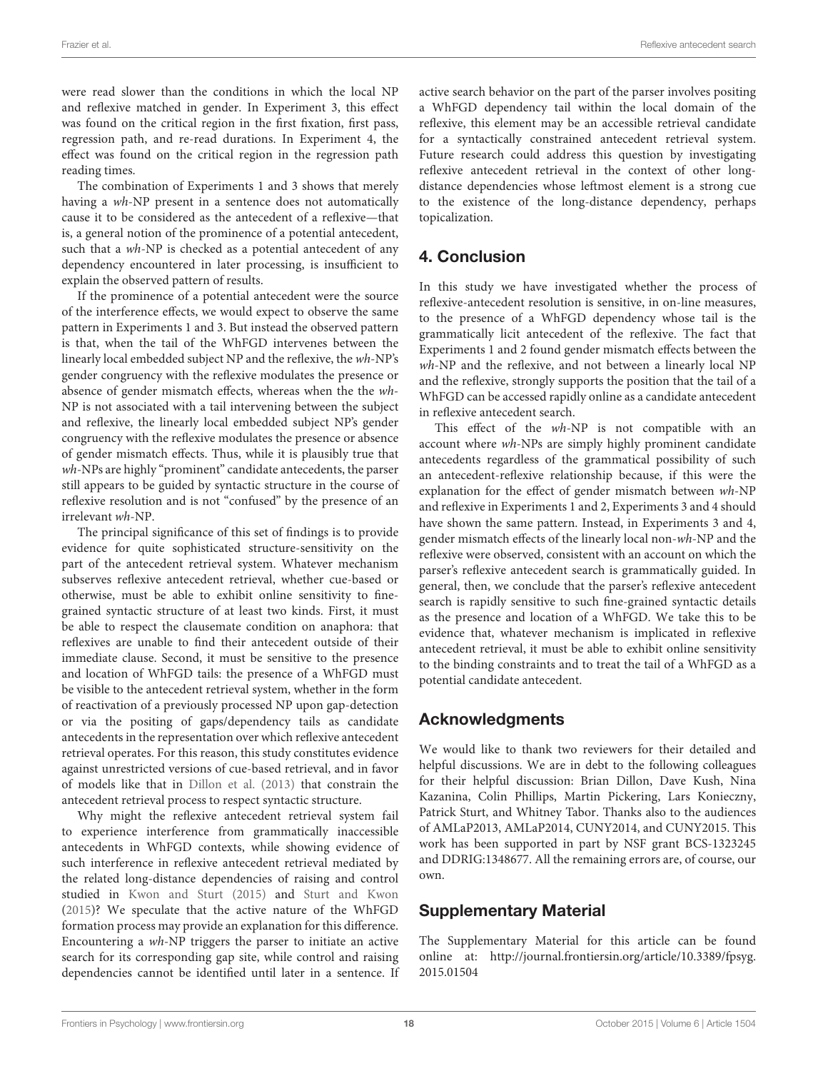were read slower than the conditions in which the local NP and reflexive matched in gender. In Experiment 3, this effect was found on the critical region in the first fixation, first pass, regression path, and re-read durations. In Experiment 4, the effect was found on the critical region in the regression path reading times.

The combination of Experiments 1 and 3 shows that merely having a *wh*-NP present in a sentence does not automatically cause it to be considered as the antecedent of a reflexive—that is, a general notion of the prominence of a potential antecedent, such that a *wh*-NP is checked as a potential antecedent of any dependency encountered in later processing, is insufficient to explain the observed pattern of results.

If the prominence of a potential antecedent were the source of the interference effects, we would expect to observe the same pattern in Experiments 1 and 3. But instead the observed pattern is that, when the tail of the WhFGD intervenes between the linearly local embedded subject NP and the reflexive, the *wh*-NP's gender congruency with the reflexive modulates the presence or absence of gender mismatch effects, whereas when the the *wh*-NP is not associated with a tail intervening between the subject and reflexive, the linearly local embedded subject NP's gender congruency with the reflexive modulates the presence or absence of gender mismatch effects. Thus, while it is plausibly true that *wh*-NPs are highly "prominent" candidate antecedents, the parser still appears to be guided by syntactic structure in the course of reflexive resolution and is not "confused" by the presence of an irrelevant *wh*-NP.

The principal significance of this set of findings is to provide evidence for quite sophisticated structure-sensitivity on the part of the antecedent retrieval system. Whatever mechanism subserves reflexive antecedent retrieval, whether cue-based or otherwise, must be able to exhibit online sensitivity to fine-grained syntactic structure of at least two kinds. First, it must be able to respect the clausemate condition on anaphora: that reflexives are unable to find their antecedent outside of their immediate clause. Second, it must be sensitive to the presence and location of WhFGD tails: the presence of a WhFGD must be visible to the antecedent retrieval system, whether in the form of reactivation of a previously processed NP upon gap-detection or via the positing of gaps/dependency tails as candidate antecedents in the representation over which reflexive antecedent retrieval operates. For this reason, this study constitutes evidence against unrestricted versions of cue-based retrieval, and in favor of models like that in Dillon et al. (2013) that constrain the antecedent retrieval process to respect syntactic structure.

Why might the reflexive antecedent retrieval system fail to experience interference from grammatically inaccessible antecedents in WhFGD contexts, while showing evidence of such interference in reflexive antecedent retrieval mediated by the related long-distance dependencies of raising and control studied in Kwon and Sturt (2015) and Sturt and Kwon (2015)? We speculate that the active nature of the WhFGD formation process may provide an explanation for this difference. Encountering a *wh*-NP triggers the parser to initiate an active search for its corresponding gap site, while control and raising dependencies cannot be identified until later in a sentence. If active search behavior on the part of the parser involves positing a WhFGD dependency tail within the local domain of the reflexive, this element may be an accessible retrieval candidate for a syntactically constrained antecedent retrieval system. Future research could address this question by investigating reflexive antecedent retrieval in the context of other long-distance dependencies whose leftmost element is a strong cue to the existence of the long-distance dependency, perhaps topicalization.

## 4. Conclusion

In this study we have investigated whether the process of reflexive-antecedent resolution is sensitive, in on-line measures, to the presence of a WhFGD dependency whose tail is the grammatically licit antecedent of the reflexive. The fact that Experiments 1 and 2 found gender mismatch effects between the *wh*-NP and the reflexive, and not between a linearly local NP and the reflexive, strongly supports the position that the tail of a WhFGD can be accessed rapidly online as a candidate antecedent in reflexive antecedent search.

This effect of the *wh*-NP is not compatible with an account where *wh*-NPs are simply highly prominent candidate antecedents regardless of the grammatical possibility of such an antecedent-reflexive relationship because, if this were the explanation for the effect of gender mismatch between *wh*-NP and reflexive in Experiments 1 and 2, Experiments 3 and 4 should have shown the same pattern. Instead, in Experiments 3 and 4, gender mismatch effects of the linearly local non-*wh*-NP and the reflexive were observed, consistent with an account on which the parser's reflexive antecedent search is grammatically guided. In general, then, we conclude that the parser's reflexive antecedent search is rapidly sensitive to such fine-grained syntactic details as the presence and location of a WhFGD. We take this to be evidence that, whatever mechanism is implicated in reflexive antecedent retrieval, it must be able to exhibit online sensitivity to the binding constraints and to treat the tail of a WhFGD as a potential candidate antecedent.

## Acknowledgments

We would like to thank two reviewers for their detailed and helpful discussions. We are in debt to the following colleagues for their helpful discussion: Brian Dillon, Dave Kush, Nina Kazanina, Colin Phillips, Martin Pickering, Lars Konieczny, Patrick Sturt, and Whitney Tabor. Thanks also to the audiences of AMLaP2013, AMLaP2014, CUNY2014, and CUNY2015. This work has been supported in part by NSF grant BCS-1323245 and DDRIG:1348677. All the remaining errors are, of course, our own.

## Supplementary Material

The Supplementary Material for this article can be found online at: http://journal.frontiersin.org/article/10.3389/fpsyg.2015.01504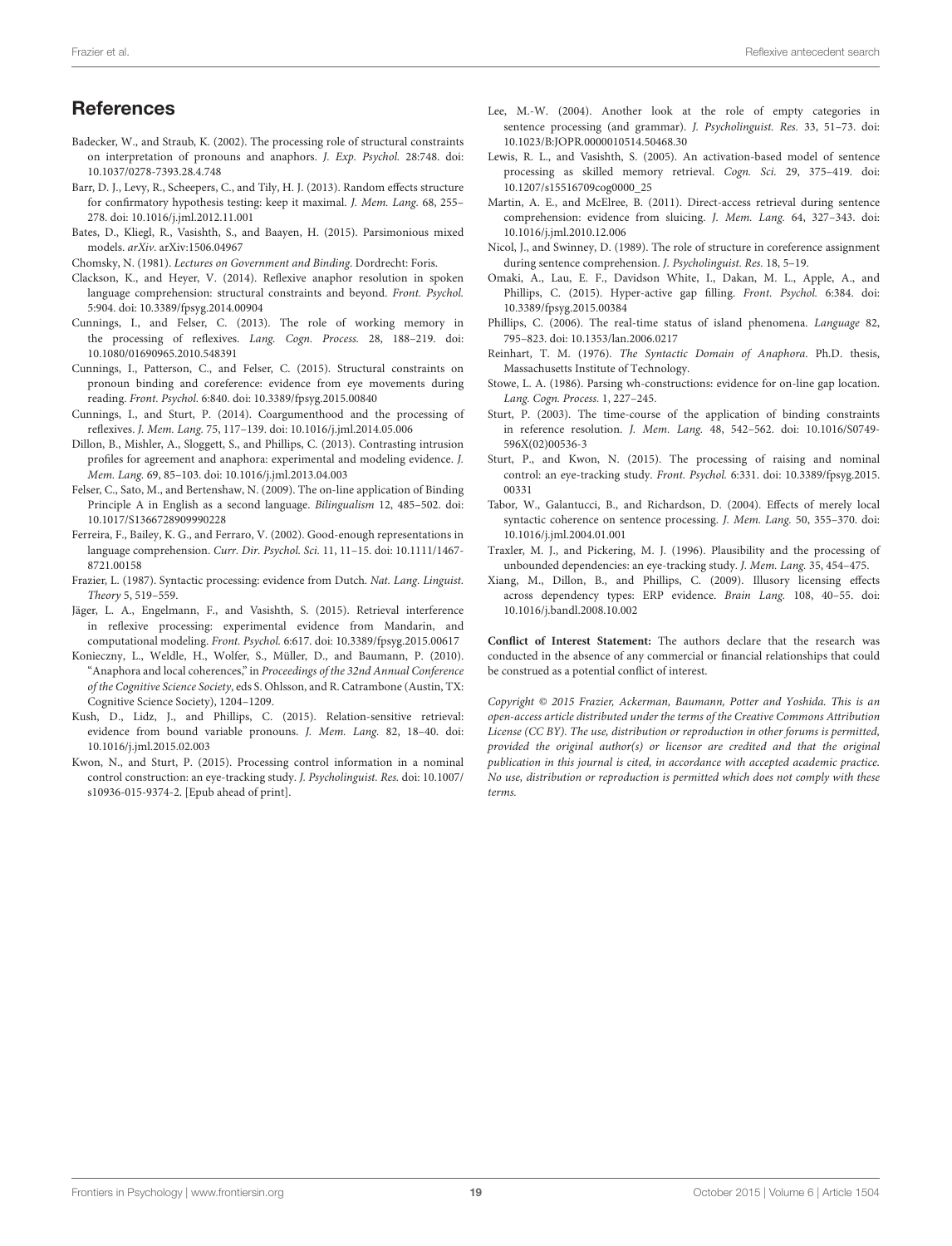## References

Badecker, W., and Straub, K. (2002). The processing role of structural constraints on interpretation of pronouns and anaphors. *J. Exp. Psychol.* 28:748. doi: 10.1037/0278-7393.28.4.748

Barr, D. J., Levy, R., Scheepers, C., and Tily, H. J. (2013). Random effects structure for confirmatory hypothesis testing: keep it maximal. *J. Mem. Lang.* 68, 255–278. doi: 10.1016/j.jml.2012.11.001

Bates, D., Kliegl, R., Vasishth, S., and Baayen, H. (2015). Parsimonious mixed models. *arXiv*. arXiv:1506.04967

Chomsky, N. (1981). *Lectures on Government and Binding*. Dordrecht: Foris.

Clackson, K., and Heyer, V. (2014). Reflexive anaphor resolution in spoken language comprehension: structural constraints and beyond. *Front. Psychol.* 5:904. doi: 10.3389/fpsyg.2014.00904

Cunnings, I., and Felser, C. (2013). The role of working memory in the processing of reflexives. *Lang. Cogn. Process.* 28, 188–219. doi: 10.1080/01690965.2010.548391

Cunnings, I., Patterson, C., and Felser, C. (2015). Structural constraints on pronoun binding and coreference: evidence from eye movements during reading. *Front. Psychol.* 6:840. doi: 10.3389/fpsyg.2015.00840

Cunnings, I., and Sturt, P. (2014). Coargumenthood and the processing of reflexives. *J. Mem. Lang.* 75, 117–139. doi: 10.1016/j.jml.2014.05.006

Dillon, B., Mishler, A., Sloggett, S., and Phillips, C. (2013). Contrasting intrusion profiles for agreement and anaphora: experimental and modeling evidence. *J. Mem. Lang.* 69, 85–103. doi: 10.1016/j.jml.2013.04.003

Felser, C., Sato, M., and Bertenshaw, N. (2009). The on-line application of Binding Principle A in English as a second language. *Bilingualism* 12, 485–502. doi: 10.1017/S1366728909990228

Ferreira, F., Bailey, K. G., and Ferraro, V. (2002). Good-enough representations in language comprehension. *Curr. Dir. Psychol. Sci.* 11, 11–15. doi: 10.1111/1467-8721.00158

Frazier, L. (1987). Syntactic processing: evidence from Dutch. *Nat. Lang. Linguist. Theory* 5, 519–559.

Jäger, L. A., Engelmann, F., and Vasishth, S. (2015). Retrieval interference in reflexive processing: experimental evidence from Mandarin, and computational modeling. *Front. Psychol.* 6:617. doi: 10.3389/fpsyg.2015.00617

Konieczny, L., Weldle, H., Wolfer, S., Müller, D., and Baumann, P. (2010). "Anaphora and local coherences," in *Proceedings of the 32nd Annual Conference of the Cognitive Science Society*, eds S. Ohlsson, and R. Catrambone (Austin, TX: Cognitive Science Society), 1204–1209.

Kush, D., Lidz, J., and Phillips, C. (2015). Relation-sensitive retrieval: evidence from bound variable pronouns. *J. Mem. Lang.* 82, 18–40. doi: 10.1016/j.jml.2015.02.003

Kwon, N., and Sturt, P. (2015). Processing control information in a nominal control construction: an eye-tracking study. *J. Psycholinguist. Res.* doi: 10.1007/s10936-015-9374-2. [Epub ahead of print].

Lee, M.-W. (2004). Another look at the role of empty categories in sentence processing (and grammar). *J. Psycholinguist. Res.* 33, 51–73. doi: 10.1023/B:JOPR.0000010514.50468.30

Lewis, R. L., and Vasishth, S. (2005). An activation-based model of sentence processing as skilled memory retrieval. *Cogn. Sci.* 29, 375–419. doi: 10.1207/s15516709cog0000_25

Martin, A. E., and McElree, B. (2011). Direct-access retrieval during sentence comprehension: evidence from sluicing. *J. Mem. Lang.* 64, 327–343. doi: 10.1016/j.jml.2010.12.006

Nicol, J., and Swinney, D. (1989). The role of structure in coreference assignment during sentence comprehension. *J. Psycholinguist. Res.* 18, 5–19.

Omaki, A., Lau, E. F., Davidson White, I., Dakan, M. L., Apple, A., and Phillips, C. (2015). Hyper-active gap filling. *Front. Psychol.* 6:384. doi: 10.3389/fpsyg.2015.00384

Phillips, C. (2006). The real-time status of island phenomena. *Language* 82, 795–823. doi: 10.1353/lan.2006.0217

Reinhart, T. M. (1976). *The Syntactic Domain of Anaphora*. Ph.D. thesis, Massachusetts Institute of Technology.

Stowe, L. A. (1986). Parsing wh-constructions: evidence for on-line gap location. *Lang. Cogn. Process.* 1, 227–245.

Sturt, P. (2003). The time-course of the application of binding constraints in reference resolution. *J. Mem. Lang.* 48, 542–562. doi: 10.1016/S0749-596X(02)00536-3

Sturt, P., and Kwon, N. (2015). The processing of raising and nominal control: an eye-tracking study. *Front. Psychol.* 6:331. doi: 10.3389/fpsyg.2015.00331

Tabor, W., Galantucci, B., and Richardson, D. (2004). Effects of merely local syntactic coherence on sentence processing. *J. Mem. Lang.* 50, 355–370. doi: 10.1016/j.jml.2004.01.001

Traxler, M. J., and Pickering, M. J. (1996). Plausibility and the processing of unbounded dependencies: an eye-tracking study. *J. Mem. Lang.* 35, 454–475.

Xiang, M., Dillon, B., and Phillips, C. (2009). Illusory licensing effects across dependency types: ERP evidence. *Brain Lang.* 108, 40–55. doi: 10.1016/j.bandl.2008.10.002

**Conflict of Interest Statement:** The authors declare that the research was conducted in the absence of any commercial or financial relationships that could be construed as a potential conflict of interest.

*Copyright © 2015 Frazier, Ackerman, Baumann, Potter and Yoshida. This is an open-access article distributed under the terms of the Creative Commons Attribution License (CC BY). The use, distribution or reproduction in other forums is permitted, provided the original author(s) or licensor are credited and that the original publication in this journal is cited, in accordance with accepted academic practice. No use, distribution or reproduction is permitted which does not comply with these terms.*